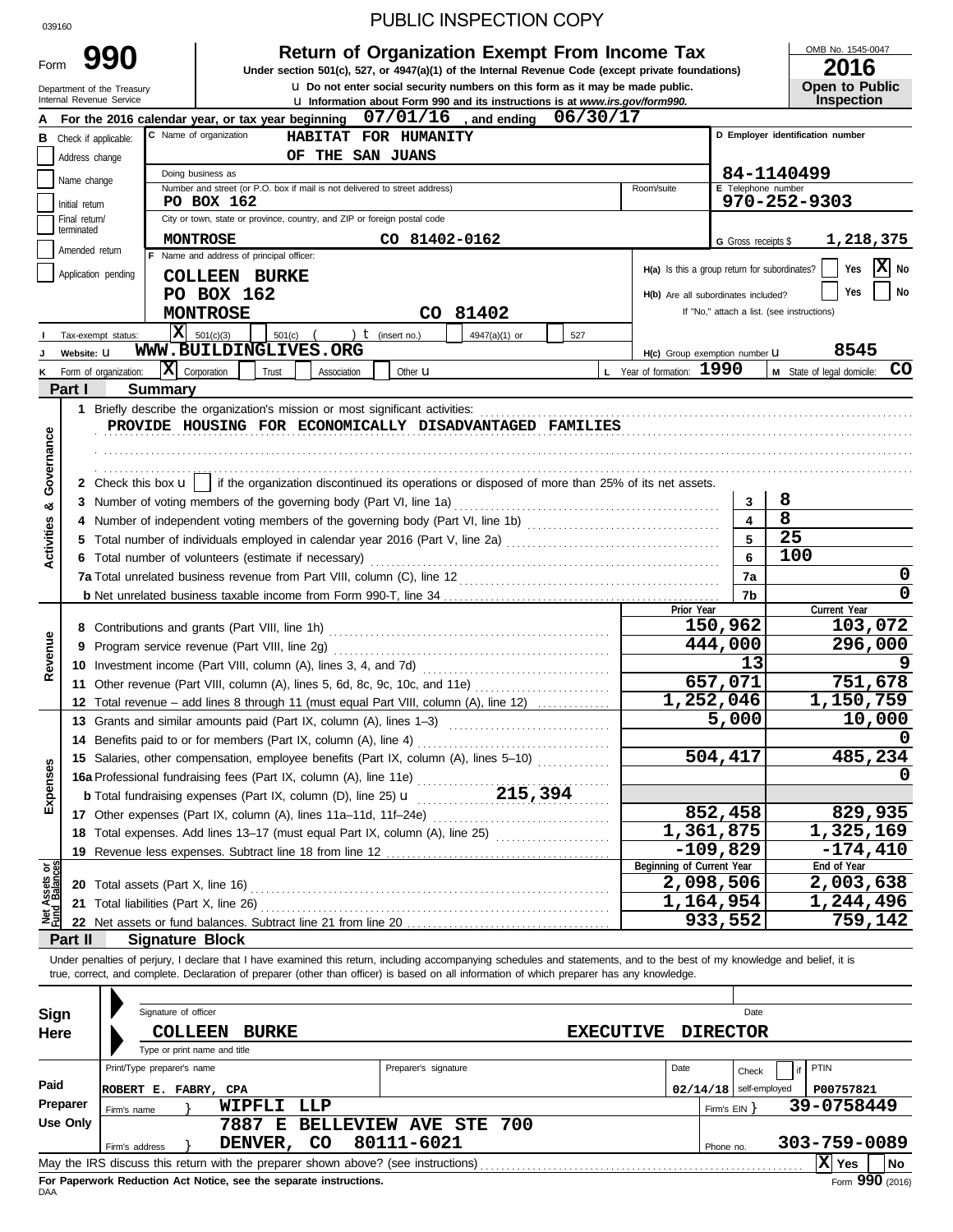039160

PUBLIC INSPECTION COPY

# Form 990

**Return of Organization Exempt From Income Tax**

Under section 501(c), 527, or 4947(a)(1) of the Internal Revenue Code (except private foundations)

u Do not enter social security numbers on this form as it may be made public.

u Information about Form 990 and its instructions is at www.irs.gov/form990.

Department of the Treasury
Internal Revenue Service

OMB No. 1545-0047

**2016**

**Open to Public Inspection**

**A** For the 2016 calendar year, or tax year beginning 07/01/16 , and ending 06/30/17

**B** Check if applicable:
- Address change
- Name change
- Initial return
- Final return/terminated
- Amended return
- Application pending

**C** Name of organization: HABITAT FOR HUMANITY OF THE SAN JUANS

Doing business as

Number and street (or P.O. box if mail is not delivered to street address): PO BOX 162 | Room/suite

City or town, state or province, country, and ZIP or foreign postal code: MONTROSE CO 81402-0162

**D** Employer identification number: 84-1140499

**E** Telephone number: 970-252-9303

**G** Gross receipts $ 1,218,375

**F** Name and address of principal officer:
COLLEEN BURKE
PO BOX 162
MONTROSE CO 81402

H(a) Is this a group return for subordinates? Yes [ ] No [X]

H(b) Are all subordinates included? Yes [ ] No [ ]
If "No," attach a list. (see instructions)

**I** Tax-exempt status: [X] 501(c)(3) [ ] 501(c) ( ) t (insert no.) [ ] 4947(a)(1) or [ ] 527

**J** Website: u WWW.BUILDINGLIVES.ORG

H(c) Group exemption number u 8545

**K** Form of organization: [X] Corporation [ ] Trust [ ] Association [ ] Other u

**L** Year of formation: 1990

**M** State of legal domicile: CO

## Part I Summary

**Activities & Governance**

1 Briefly describe the organization's mission or most significant activities:
PROVIDE HOUSING FOR ECONOMICALLY DISADVANTAGED FAMILIES

2 Check this box u [ ] if the organization discontinued its operations or disposed of more than 25% of its net assets.

| | | |
|---|---|---|
| 3 Number of voting members of the governing body (Part VI, line 1a) | 3 | 8 |
| 4 Number of independent voting members of the governing body (Part VI, line 1b) | 4 | 8 |
| 5 Total number of individuals employed in calendar year 2016 (Part V, line 2a) | 5 | 25 |
| 6 Total number of volunteers (estimate if necessary) | 6 | 100 |
| 7a Total unrelated business revenue from Part VIII, column (C), line 12 | 7a | 0 |
| b Net unrelated business taxable income from Form 990-T, line 34 | 7b | 0 |

| | Prior Year | Current Year |
|---|---|---|
| **Revenue** | | |
| 8 Contributions and grants (Part VIII, line 1h) | 150,962 | 103,072 |
| 9 Program service revenue (Part VIII, line 2g) | 444,000 | 296,000 |
| 10 Investment income (Part VIII, column (A), lines 3, 4, and 7d) | 13 | 9 |
| 11 Other revenue (Part VIII, column (A), lines 5, 6d, 8c, 9c, 10c, and 11e) | 657,071 | 751,678 |
| 12 Total revenue – add lines 8 through 11 (must equal Part VIII, column (A), line 12) | 1,252,046 | 1,150,759 |
| **Expenses** | | |
| 13 Grants and similar amounts paid (Part IX, column (A), lines 1–3) | 5,000 | 10,000 |
| 14 Benefits paid to or for members (Part IX, column (A), line 4) | | 0 |
| 15 Salaries, other compensation, employee benefits (Part IX, column (A), lines 5–10) | 504,417 | 485,234 |
| 16a Professional fundraising fees (Part IX, column (A), line 11e) | | 0 |
| b Total fundraising expenses (Part IX, column (D), line 25) u 215,394 | | |
| 17 Other expenses (Part IX, column (A), lines 11a–11d, 11f–24e) | 852,458 | 829,935 |
| 18 Total expenses. Add lines 13–17 (must equal Part IX, column (A), line 25) | 1,361,875 | 1,325,169 |
| 19 Revenue less expenses. Subtract line 18 from line 12 | -109,829 | -174,410 |

| **Net Assets or Fund Balances** | Beginning of Current Year | End of Year |
|---|---|---|
| 20 Total assets (Part X, line 16) | 2,098,506 | 2,003,638 |
| 21 Total liabilities (Part X, line 26) | 1,164,954 | 1,244,496 |
| 22 Net assets or fund balances. Subtract line 21 from line 20 | 933,552 | 759,142 |

## Part II Signature Block

Under penalties of perjury, I declare that I have examined this return, including accompanying schedules and statements, and to the best of my knowledge and belief, it is true, correct, and complete. Declaration of preparer (other than officer) is based on all information of which preparer has any knowledge.

**Sign Here**

Signature of officer | Date

COLLEEN BURKE EXECUTIVE DIRECTOR

Type or print name and title

**Paid Preparer Use Only**

| Print/Type preparer's name | Preparer's signature | Date | Check [ ] if self-employed | PTIN |
|---|---|---|---|---|
| ROBERT E. FABRY, CPA | | 02/14/18 | | P00757821 |

Firm's name } WIPFLI LLP | Firm's EIN } 39-0758449

Firm's address } 7887 E BELLEVIEW AVE STE 700 DENVER, CO 80111-6021 | Phone no. 303-759-0089

May the IRS discuss this return with the preparer shown above? (see instructions) [X] Yes [ ] No

**For Paperwork Reduction Act Notice, see the separate instructions.**

DAA

Form **990** (2016)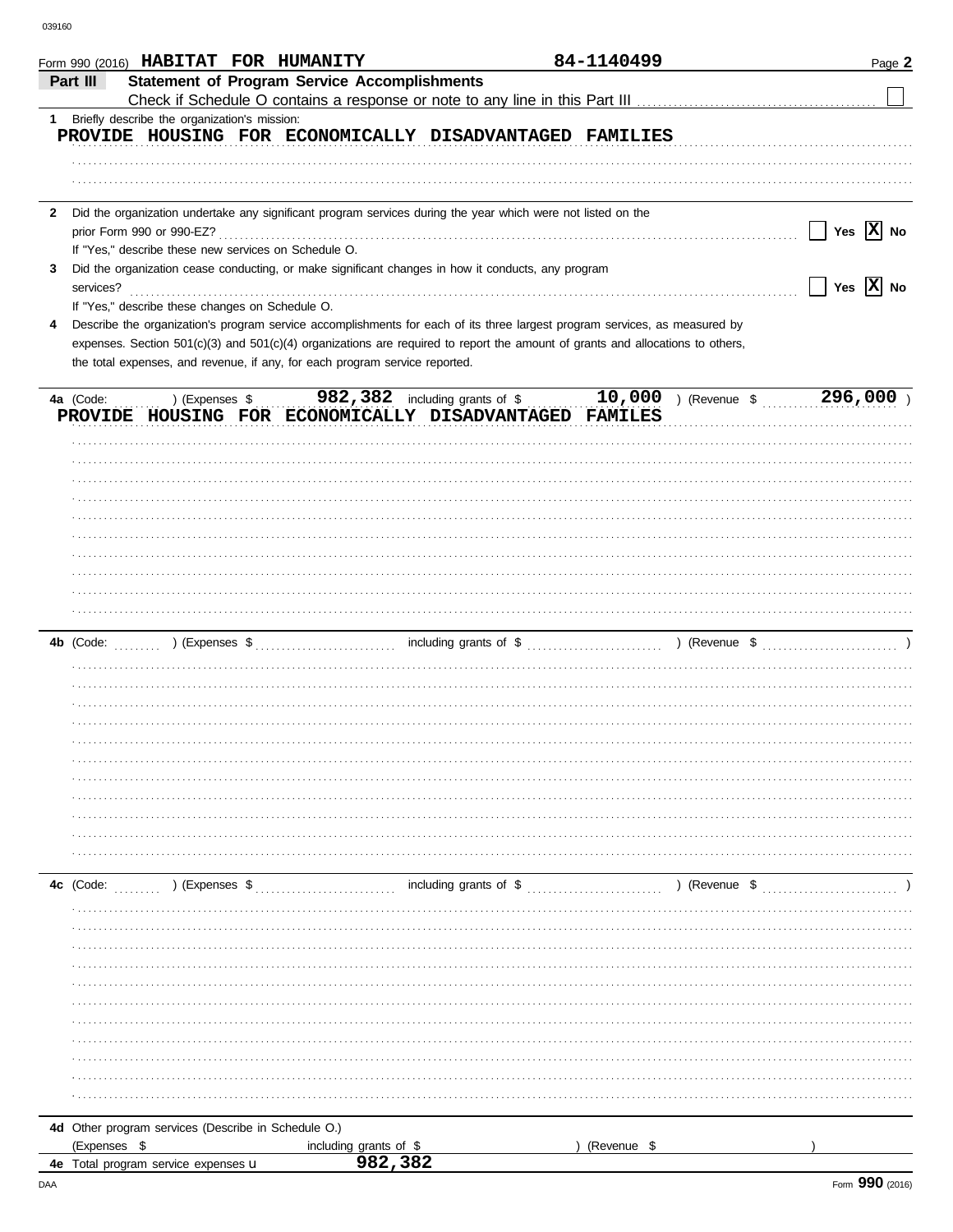039160

Form 990 (2016) **HABITAT FOR HUMANITY** **84-1140499**

## Part III Statement of Program Service Accomplishments

Check if Schedule O contains a response or note to any line in this Part III ☐

**1** Briefly describe the organization's mission:

PROVIDE HOUSING FOR ECONOMICALLY DISADVANTAGED FAMILIES

**2** Did the organization undertake any significant program services during the year which were not listed on the prior Form 990 or 990-EZ? ☐ Yes ☒ No

If "Yes," describe these new services on Schedule O.

**3** Did the organization cease conducting, or make significant changes in how it conducts, any program services? ☐ Yes ☒ No

If "Yes," describe these changes on Schedule O.

**4** Describe the organization's program service accomplishments for each of its three largest program services, as measured by expenses. Section 501(c)(3) and 501(c)(4) organizations are required to report the amount of grants and allocations to others, the total expenses, and revenue, if any, for each program service reported.

**4a** (Code: ) (Expenses $ 982,382 including grants of $ 10,000 ) (Revenue $ 296,000 )

PROVIDE HOUSING FOR ECONOMICALLY DISADVANTAGED FAMILES

**4b** (Code: ) (Expenses $ including grants of $ ) (Revenue $ )

**4c** (Code: ) (Expenses $ including grants of $ ) (Revenue $ )

**4d** Other program services (Describe in Schedule O.)

(Expenses $ including grants of $ ) (Revenue $ )

**4e** Total program service expenses ▶ 982,382

DAA Form **990** (2016)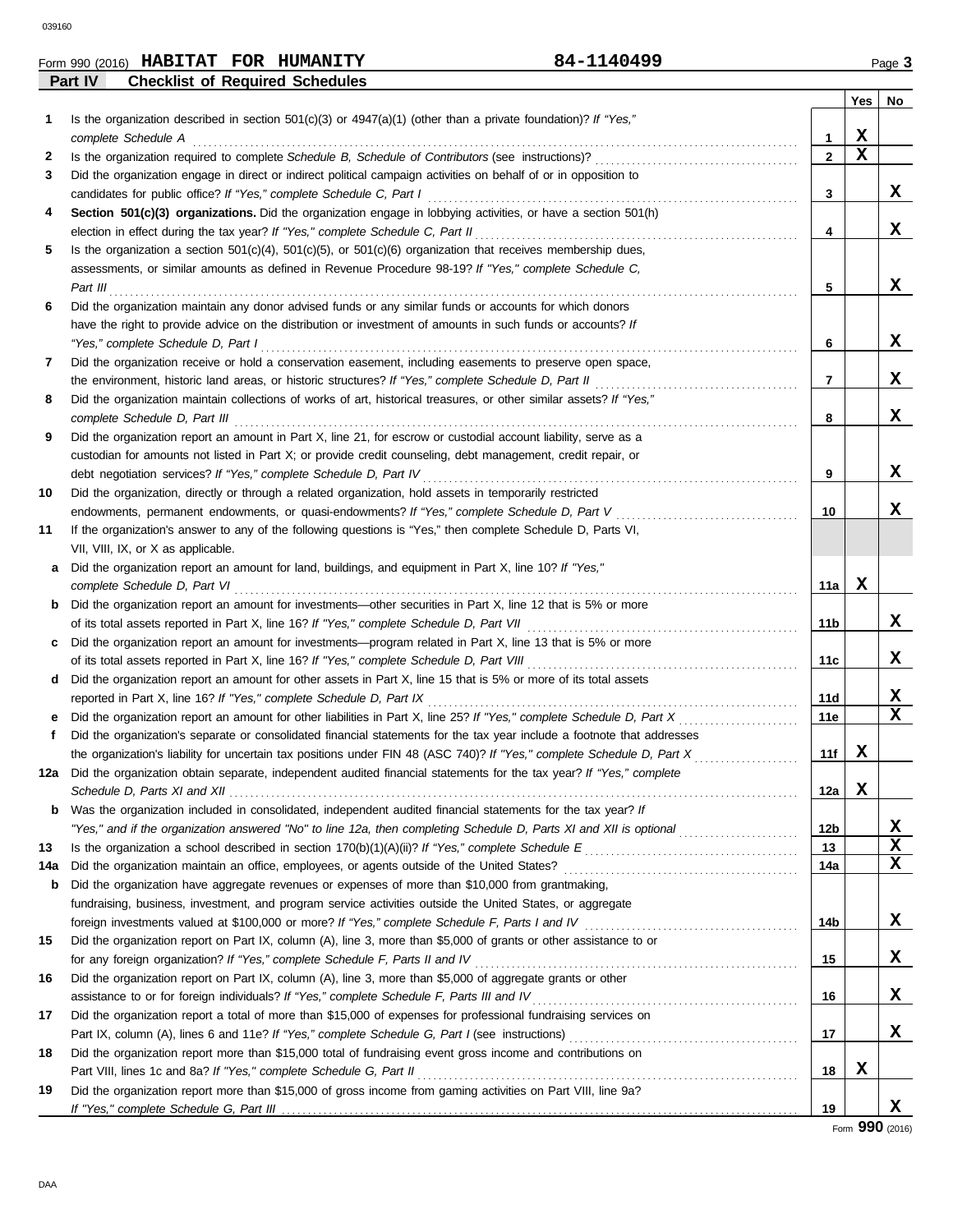Form 990 (2016) **HABITAT FOR HUMANITY** **84-1140499**

## Part IV — Checklist of Required Schedules

| | | | Yes | No |
|---|---|---|---|---|
| **1** | Is the organization described in section 501(c)(3) or 4947(a)(1) (other than a private foundation)? *If "Yes," complete Schedule A* | 1 | X | |
| **2** | Is the organization required to complete *Schedule B, Schedule of Contributors* (see instructions)? | 2 | X | |
| **3** | Did the organization engage in direct or indirect political campaign activities on behalf of or in opposition to candidates for public office? *If "Yes," complete Schedule C, Part I* | 3 | | X |
| **4** | **Section 501(c)(3) organizations.** Did the organization engage in lobbying activities, or have a section 501(h) election in effect during the tax year? *If "Yes," complete Schedule C, Part II* | 4 | | X |
| **5** | Is the organization a section 501(c)(4), 501(c)(5), or 501(c)(6) organization that receives membership dues, assessments, or similar amounts as defined in Revenue Procedure 98-19? *If "Yes," complete Schedule C, Part III* | 5 | | X |
| **6** | Did the organization maintain any donor advised funds or any similar funds or accounts for which donors have the right to provide advice on the distribution or investment of amounts in such funds or accounts? *If "Yes," complete Schedule D, Part I* | 6 | | X |
| **7** | Did the organization receive or hold a conservation easement, including easements to preserve open space, the environment, historic land areas, or historic structures? *If "Yes," complete Schedule D, Part II* | 7 | | X |
| **8** | Did the organization maintain collections of works of art, historical treasures, or other similar assets? *If "Yes," complete Schedule D, Part III* | 8 | | X |
| **9** | Did the organization report an amount in Part X, line 21, for escrow or custodial account liability, serve as a custodian for amounts not listed in Part X; or provide credit counseling, debt management, credit repair, or debt negotiation services? *If "Yes," complete Schedule D, Part IV* | 9 | | X |
| **10** | Did the organization, directly or through a related organization, hold assets in temporarily restricted endowments, permanent endowments, or quasi-endowments? *If "Yes," complete Schedule D, Part V* | 10 | | X |
| **11** | If the organization's answer to any of the following questions is "Yes," then complete Schedule D, Parts VI, VII, VIII, IX, or X as applicable. | | | |
| **a** | Did the organization report an amount for land, buildings, and equipment in Part X, line 10? *If "Yes," complete Schedule D, Part VI* | 11a | X | |
| **b** | Did the organization report an amount for investments—other securities in Part X, line 12 that is 5% or more of its total assets reported in Part X, line 16? *If "Yes," complete Schedule D, Part VII* | 11b | | X |
| **c** | Did the organization report an amount for investments—program related in Part X, line 13 that is 5% or more of its total assets reported in Part X, line 16? *If "Yes," complete Schedule D, Part VIII* | 11c | | X |
| **d** | Did the organization report an amount for other assets in Part X, line 15 that is 5% or more of its total assets reported in Part X, line 16? *If "Yes," complete Schedule D, Part IX* | 11d | | X |
| **e** | Did the organization report an amount for other liabilities in Part X, line 25? *If "Yes," complete Schedule D, Part X* | 11e | | X |
| **f** | Did the organization's separate or consolidated financial statements for the tax year include a footnote that addresses the organization's liability for uncertain tax positions under FIN 48 (ASC 740)? *If "Yes," complete Schedule D, Part X* | 11f | X | |
| **12a** | Did the organization obtain separate, independent audited financial statements for the tax year? *If "Yes," complete Schedule D, Parts XI and XII* | 12a | X | |
| **b** | Was the organization included in consolidated, independent audited financial statements for the tax year? *If "Yes," and if the organization answered "No" to line 12a, then completing Schedule D, Parts XI and XII is optional* | 12b | | X |
| **13** | Is the organization a school described in section 170(b)(1)(A)(ii)? *If "Yes," complete Schedule E* | 13 | | X |
| **14a** | Did the organization maintain an office, employees, or agents outside of the United States? | 14a | | X |
| **b** | Did the organization have aggregate revenues or expenses of more than $10,000 from grantmaking, fundraising, business, investment, and program service activities outside the United States, or aggregate foreign investments valued at $100,000 or more? *If "Yes," complete Schedule F, Parts I and IV* | 14b | | X |
| **15** | Did the organization report on Part IX, column (A), line 3, more than $5,000 of grants or other assistance to or for any foreign organization? *If "Yes," complete Schedule F, Parts II and IV* | 15 | | X |
| **16** | Did the organization report on Part IX, column (A), line 3, more than $5,000 of aggregate grants or other assistance to or for foreign individuals? *If "Yes," complete Schedule F, Parts III and IV* | 16 | | X |
| **17** | Did the organization report a total of more than $15,000 of expenses for professional fundraising services on Part IX, column (A), lines 6 and 11e? *If "Yes," complete Schedule G, Part I* (see instructions) | 17 | | X |
| **18** | Did the organization report more than $15,000 total of fundraising event gross income and contributions on Part VIII, lines 1c and 8a? *If "Yes," complete Schedule G, Part II* | 18 | X | |
| **19** | Did the organization report more than $15,000 of gross income from gaming activities on Part VIII, line 9a? *If "Yes," complete Schedule G, Part III* | 19 | | X |

Form **990** (2016)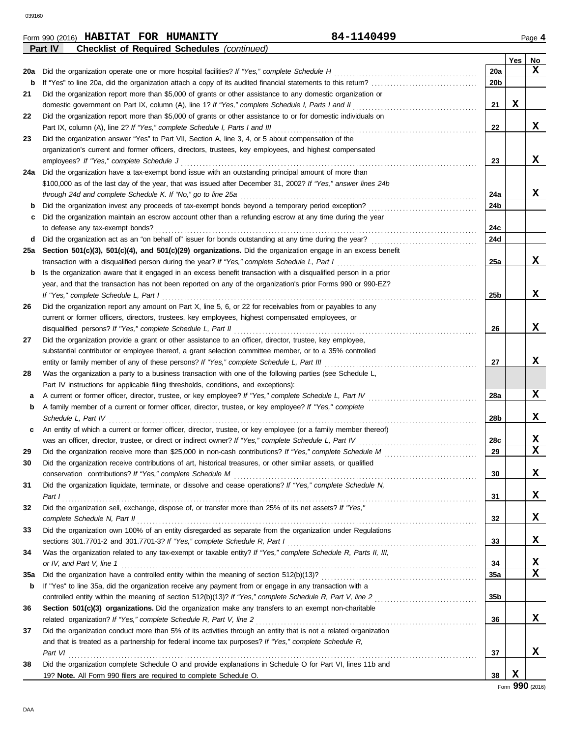Form 990 (2016) **HABITAT FOR HUMANITY** 84-1140499

**Part IV Checklist of Required Schedules** *(continued)*

| | | | Yes | No |
|---|---|---|---|---|
| **20a** | Did the organization operate one or more hospital facilities? *If "Yes," complete Schedule H* | 20a | | X |
| **b** | If "Yes" to line 20a, did the organization attach a copy of its audited financial statements to this return? | 20b | | |
| **21** | Did the organization report more than $5,000 of grants or other assistance to any domestic organization or domestic government on Part IX, column (A), line 1? *If "Yes," complete Schedule I, Parts I and II* | 21 | X | |
| **22** | Did the organization report more than $5,000 of grants or other assistance to or for domestic individuals on Part IX, column (A), line 2? *If "Yes," complete Schedule I, Parts I and III* | 22 | | X |
| **23** | Did the organization answer "Yes" to Part VII, Section A, line 3, 4, or 5 about compensation of the organization's current and former officers, directors, trustees, key employees, and highest compensated employees? *If "Yes," complete Schedule J* | 23 | | X |
| **24a** | Did the organization have a tax-exempt bond issue with an outstanding principal amount of more than $100,000 as of the last day of the year, that was issued after December 31, 2002? *If "Yes," answer lines 24b through 24d and complete Schedule K. If "No," go to line 25a* | 24a | | X |
| **b** | Did the organization invest any proceeds of tax-exempt bonds beyond a temporary period exception? | 24b | | |
| **c** | Did the organization maintain an escrow account other than a refunding escrow at any time during the year to defease any tax-exempt bonds? | 24c | | |
| **d** | Did the organization act as an "on behalf of" issuer for bonds outstanding at any time during the year? | 24d | | |
| **25a** | **Section 501(c)(3), 501(c)(4), and 501(c)(29) organizations.** Did the organization engage in an excess benefit transaction with a disqualified person during the year? *If "Yes," complete Schedule L, Part I* | 25a | | X |
| **b** | Is the organization aware that it engaged in an excess benefit transaction with a disqualified person in a prior year, and that the transaction has not been reported on any of the organization's prior Forms 990 or 990-EZ? *If "Yes," complete Schedule L, Part I* | 25b | | X |
| **26** | Did the organization report any amount on Part X, line 5, 6, or 22 for receivables from or payables to any current or former officers, directors, trustees, key employees, highest compensated employees, or disqualified persons? *If "Yes," complete Schedule L, Part II* | 26 | | X |
| **27** | Did the organization provide a grant or other assistance to an officer, director, trustee, key employee, substantial contributor or employee thereof, a grant selection committee member, or to a 35% controlled entity or family member of any of these persons? *If "Yes," complete Schedule L, Part III* | 27 | | X |
| **28** | Was the organization a party to a business transaction with one of the following parties (see Schedule L, Part IV instructions for applicable filing thresholds, conditions, and exceptions): | | | |
| **a** | A current or former officer, director, trustee, or key employee? *If "Yes," complete Schedule L, Part IV* | 28a | | X |
| **b** | A family member of a current or former officer, director, trustee, or key employee? *If "Yes," complete Schedule L, Part IV* | 28b | | X |
| **c** | An entity of which a current or former officer, director, trustee, or key employee (or a family member thereof) was an officer, director, trustee, or direct or indirect owner? *If "Yes," complete Schedule L, Part IV* | 28c | | X |
| **29** | Did the organization receive more than $25,000 in non-cash contributions? *If "Yes," complete Schedule M* | 29 | | X |
| **30** | Did the organization receive contributions of art, historical treasures, or other similar assets, or qualified conservation contributions? *If "Yes," complete Schedule M* | 30 | | X |
| **31** | Did the organization liquidate, terminate, or dissolve and cease operations? *If "Yes," complete Schedule N, Part I* | 31 | | X |
| **32** | Did the organization sell, exchange, dispose of, or transfer more than 25% of its net assets? *If "Yes," complete Schedule N, Part II* | 32 | | X |
| **33** | Did the organization own 100% of an entity disregarded as separate from the organization under Regulations sections 301.7701-2 and 301.7701-3? *If "Yes," complete Schedule R, Part I* | 33 | | X |
| **34** | Was the organization related to any tax-exempt or taxable entity? *If "Yes," complete Schedule R, Parts II, III, or IV, and Part V, line 1* | 34 | | X |
| **35a** | Did the organization have a controlled entity within the meaning of section 512(b)(13)? | 35a | | X |
| **b** | If "Yes" to line 35a, did the organization receive any payment from or engage in any transaction with a controlled entity within the meaning of section 512(b)(13)? *If "Yes," complete Schedule R, Part V, line 2* | 35b | | |
| **36** | **Section 501(c)(3) organizations.** Did the organization make any transfers to an exempt non-charitable related organization? *If "Yes," complete Schedule R, Part V, line 2* | 36 | | X |
| **37** | Did the organization conduct more than 5% of its activities through an entity that is not a related organization and that is treated as a partnership for federal income tax purposes? *If "Yes," complete Schedule R, Part VI* | 37 | | X |
| **38** | Did the organization complete Schedule O and provide explanations in Schedule O for Part VI, lines 11b and 19? **Note.** All Form 990 filers are required to complete Schedule O. | 38 | X | |

Form **990** (2016)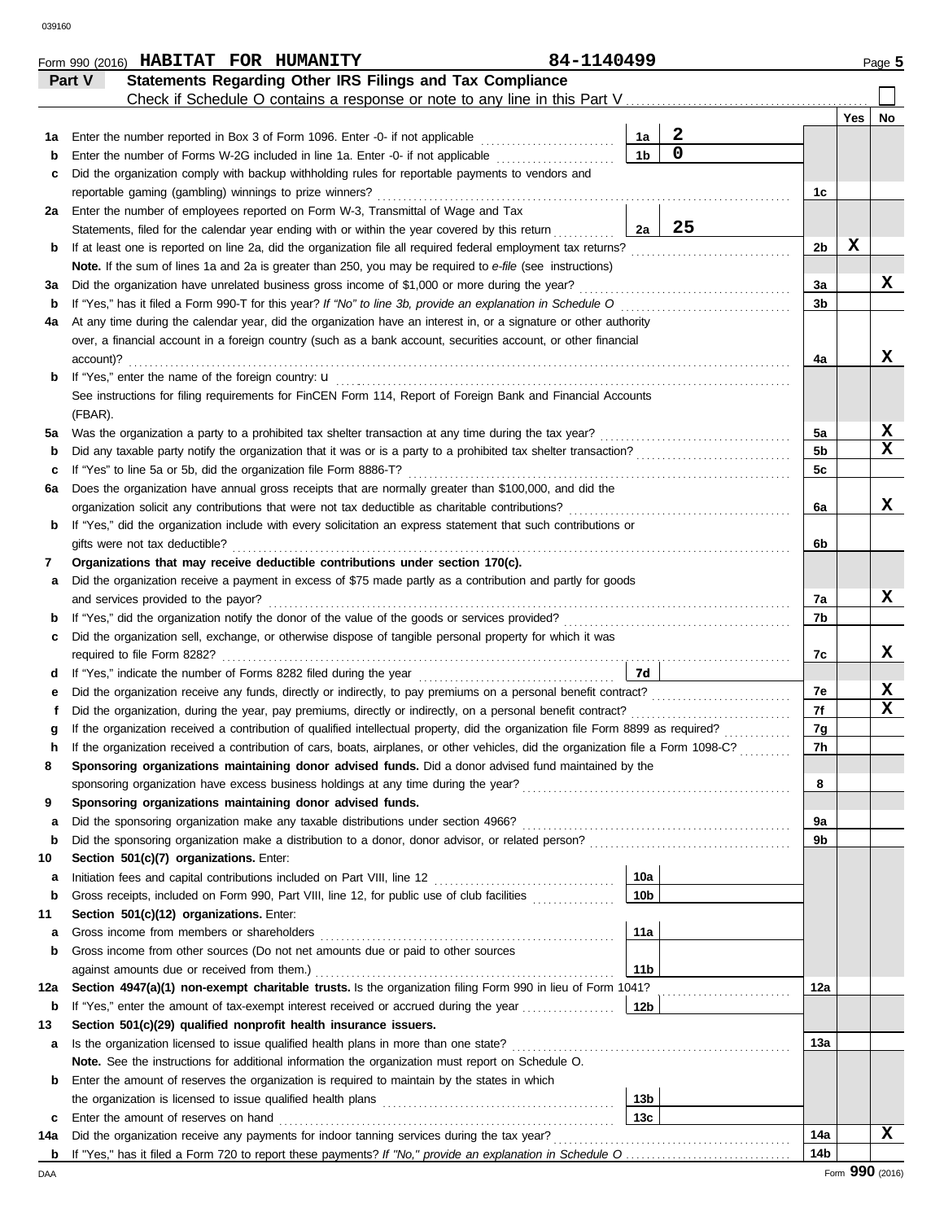Form 990 (2016) **HABITAT FOR HUMANITY** 84-1140499 Page **5**

## Part V Statements Regarding Other IRS Filings and Tax Compliance

Check if Schedule O contains a response or note to any line in this Part V . . . . . . ☐

| | | | | | Yes | No |
|---|---|---|---|---|---|---|
| **1a** | Enter the number reported in Box 3 of Form 1096. Enter -0- if not applicable | 1a | 2 | | | |
| **b** | Enter the number of Forms W-2G included in line 1a. Enter -0- if not applicable | 1b | 0 | | | |
| **c** | Did the organization comply with backup withholding rules for reportable payments to vendors and reportable gaming (gambling) winnings to prize winners? | | | 1c | | |
| **2a** | Enter the number of employees reported on Form W-3, Transmittal of Wage and Tax Statements, filed for the calendar year ending with or within the year covered by this return | 2a | 25 | | | |
| **b** | If at least one is reported on line 2a, did the organization file all required federal employment tax returns? | | | 2b | X | |
| | **Note.** If the sum of lines 1a and 2a is greater than 250, you may be required to *e-file* (see instructions) | | | | | |
| **3a** | Did the organization have unrelated business gross income of $1,000 or more during the year? | | | 3a | | X |
| **b** | If "Yes," has it filed a Form 990-T for this year? *If "No" to line 3b, provide an explanation in Schedule O* | | | 3b | | |
| **4a** | At any time during the calendar year, did the organization have an interest in, or a signature or other authority over, a financial account in a foreign country (such as a bank account, securities account, or other financial account)? | | | 4a | | X |
| **b** | If "Yes," enter the name of the foreign country: u<br>See instructions for filing requirements for FinCEN Form 114, Report of Foreign Bank and Financial Accounts (FBAR). | | | | | |
| **5a** | Was the organization a party to a prohibited tax shelter transaction at any time during the tax year? | | | 5a | | X |
| **b** | Did any taxable party notify the organization that it was or is a party to a prohibited tax shelter transaction? | | | 5b | | X |
| **c** | If "Yes" to line 5a or 5b, did the organization file Form 8886-T? | | | 5c | | |
| **6a** | Does the organization have annual gross receipts that are normally greater than $100,000, and did the organization solicit any contributions that were not tax deductible as charitable contributions? | | | 6a | | X |
| **b** | If "Yes," did the organization include with every solicitation an express statement that such contributions or gifts were not tax deductible? | | | 6b | | |
| **7** | **Organizations that may receive deductible contributions under section 170(c).** | | | | | |
| **a** | Did the organization receive a payment in excess of $75 made partly as a contribution and partly for goods and services provided to the payor? | | | 7a | | X |
| **b** | If "Yes," did the organization notify the donor of the value of the goods or services provided? | | | 7b | | |
| **c** | Did the organization sell, exchange, or otherwise dispose of tangible personal property for which it was required to file Form 8282? | | | 7c | | X |
| **d** | If "Yes," indicate the number of Forms 8282 filed during the year | 7d | | | | |
| **e** | Did the organization receive any funds, directly or indirectly, to pay premiums on a personal benefit contract? | | | 7e | | X |
| **f** | Did the organization, during the year, pay premiums, directly or indirectly, on a personal benefit contract? | | | 7f | | X |
| **g** | If the organization received a contribution of qualified intellectual property, did the organization file Form 8899 as required? | | | 7g | | |
| **h** | If the organization received a contribution of cars, boats, airplanes, or other vehicles, did the organization file a Form 1098-C? | | | 7h | | |
| **8** | **Sponsoring organizations maintaining donor advised funds.** Did a donor advised fund maintained by the sponsoring organization have excess business holdings at any time during the year? | | | 8 | | |
| **9** | **Sponsoring organizations maintaining donor advised funds.** | | | | | |
| **a** | Did the sponsoring organization make any taxable distributions under section 4966? | | | 9a | | |
| **b** | Did the sponsoring organization make a distribution to a donor, donor advisor, or related person? | | | 9b | | |
| **10** | **Section 501(c)(7) organizations.** Enter: | | | | | |
| **a** | Initiation fees and capital contributions included on Part VIII, line 12 | 10a | | | | |
| **b** | Gross receipts, included on Form 990, Part VIII, line 12, for public use of club facilities | 10b | | | | |
| **11** | **Section 501(c)(12) organizations.** Enter: | | | | | |
| **a** | Gross income from members or shareholders | 11a | | | | |
| **b** | Gross income from other sources (Do not net amounts due or paid to other sources against amounts due or received from them.) | 11b | | | | |
| **12a** | **Section 4947(a)(1) non-exempt charitable trusts.** Is the organization filing Form 990 in lieu of Form 1041? | | | 12a | | |
| **b** | If "Yes," enter the amount of tax-exempt interest received or accrued during the year | 12b | | | | |
| **13** | **Section 501(c)(29) qualified nonprofit health insurance issuers.** | | | | | |
| **a** | Is the organization licensed to issue qualified health plans in more than one state?<br>**Note.** See the instructions for additional information the organization must report on Schedule O. | | | 13a | | |
| **b** | Enter the amount of reserves the organization is required to maintain by the states in which the organization is licensed to issue qualified health plans | 13b | | | | |
| **c** | Enter the amount of reserves on hand | 13c | | | | |
| **14a** | Did the organization receive any payments for indoor tanning services during the tax year? | | | 14a | | X |
| **b** | If "Yes," has it filed a Form 720 to report these payments? *If "No," provide an explanation in Schedule O* | | | 14b | | |

Form **990** (2016)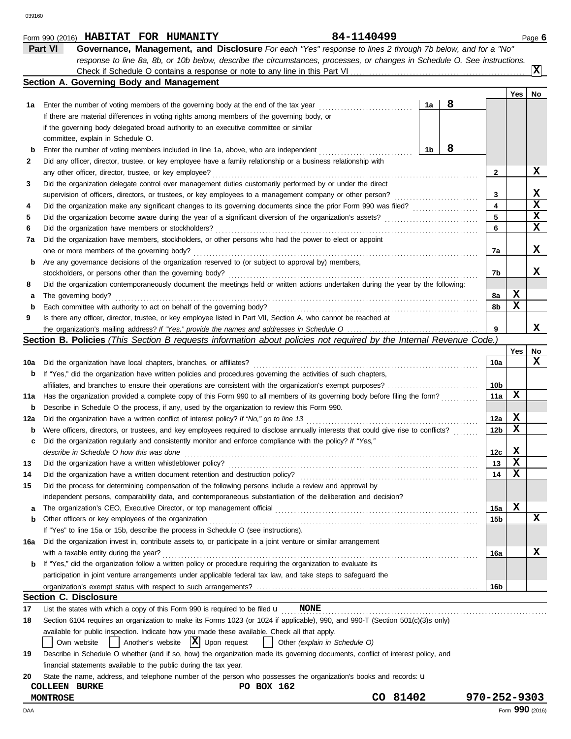Form 990 (2016) **HABITAT FOR HUMANITY** **84-1140499**

## Part VI Governance, Management, and Disclosure

*For each "Yes" response to lines 2 through 7b below, and for a "No" response to line 8a, 8b, or 10b below, describe the circumstances, processes, or changes in Schedule O. See instructions.*

Check if Schedule O contains a response or note to any line in this Part VI ..... [X]

### Section A. Governing Body and Management

| | | | Yes | No |
|---|---|---|---|---|
| 1a | Enter the number of voting members of the governing body at the end of the tax year ..... 1a: **8**<br>If there are material differences in voting rights among members of the governing body, or if the governing body delegated broad authority to an executive committee or similar committee, explain in Schedule O. | | | |
| b | Enter the number of voting members included in line 1a, above, who are independent ..... 1b: **8** | | | |
| 2 | Did any officer, director, trustee, or key employee have a family relationship or a business relationship with any other officer, director, trustee, or key employee? | 2 | | X |
| 3 | Did the organization delegate control over management duties customarily performed by or under the direct supervision of officers, directors, or trustees, or key employees to a management company or other person? | 3 | | X |
| 4 | Did the organization make any significant changes to its governing documents since the prior Form 990 was filed? | 4 | | X |
| 5 | Did the organization become aware during the year of a significant diversion of the organization's assets? | 5 | | X |
| 6 | Did the organization have members or stockholders? | 6 | | X |
| 7a | Did the organization have members, stockholders, or other persons who had the power to elect or appoint one or more members of the governing body? | 7a | | X |
| b | Are any governance decisions of the organization reserved to (or subject to approval by) members, stockholders, or persons other than the governing body? | 7b | | X |
| 8 | Did the organization contemporaneously document the meetings held or written actions undertaken during the year by the following: | | | |
| a | The governing body? | 8a | X | |
| b | Each committee with authority to act on behalf of the governing body? | 8b | X | |
| 9 | Is there any officer, director, trustee, or key employee listed in Part VII, Section A, who cannot be reached at the organization's mailing address? *If "Yes," provide the names and addresses in Schedule O* | 9 | | X |

### Section B. Policies *(This Section B requests information about policies not required by the Internal Revenue Code.)*

| | | | Yes | No |
|---|---|---|---|---|
| 10a | Did the organization have local chapters, branches, or affiliates? | 10a | | X |
| b | If "Yes," did the organization have written policies and procedures governing the activities of such chapters, affiliates, and branches to ensure their operations are consistent with the organization's exempt purposes? | 10b | | |
| 11a | Has the organization provided a complete copy of this Form 990 to all members of its governing body before filing the form? | 11a | X | |
| b | Describe in Schedule O the process, if any, used by the organization to review this Form 990. | | | |
| 12a | Did the organization have a written conflict of interest policy? *If "No," go to line 13* | 12a | X | |
| b | Were officers, directors, or trustees, and key employees required to disclose annually interests that could give rise to conflicts? | 12b | X | |
| c | Did the organization regularly and consistently monitor and enforce compliance with the policy? *If "Yes," describe in Schedule O how this was done* | 12c | X | |
| 13 | Did the organization have a written whistleblower policy? | 13 | X | |
| 14 | Did the organization have a written document retention and destruction policy? | 14 | X | |
| 15 | Did the process for determining compensation of the following persons include a review and approval by independent persons, comparability data, and contemporaneous substantiation of the deliberation and decision? | | | |
| a | The organization's CEO, Executive Director, or top management official | 15a | X | |
| b | Other officers or key employees of the organization | 15b | | X |
| | If "Yes" to line 15a or 15b, describe the process in Schedule O (see instructions). | | | |
| 16a | Did the organization invest in, contribute assets to, or participate in a joint venture or similar arrangement with a taxable entity during the year? | 16a | | X |
| b | If "Yes," did the organization follow a written policy or procedure requiring the organization to evaluate its participation in joint venture arrangements under applicable federal tax law, and take steps to safeguard the organization's exempt status with respect to such arrangements? | 16b | | |

### Section C. Disclosure

17 List the states with which a copy of this Form 990 is required to be filed **NONE**

18 Section 6104 requires an organization to make its Forms 1023 (or 1024 if applicable), 990, and 990-T (Section 501(c)(3)s only) available for public inspection. Indicate how you made these available. Check all that apply.

[ ] Own website [ ] Another's website [X] Upon request [ ] Other *(explain in Schedule O)*

19 Describe in Schedule O whether (and if so, how) the organization made its governing documents, conflict of interest policy, and financial statements available to the public during the tax year.

20 State the name, address, and telephone number of the person who possesses the organization's books and records:

**COLLEEN BURKE** **PO BOX 162**
**MONTROSE** **CO 81402** **970-252-9303**

Form **990** (2016)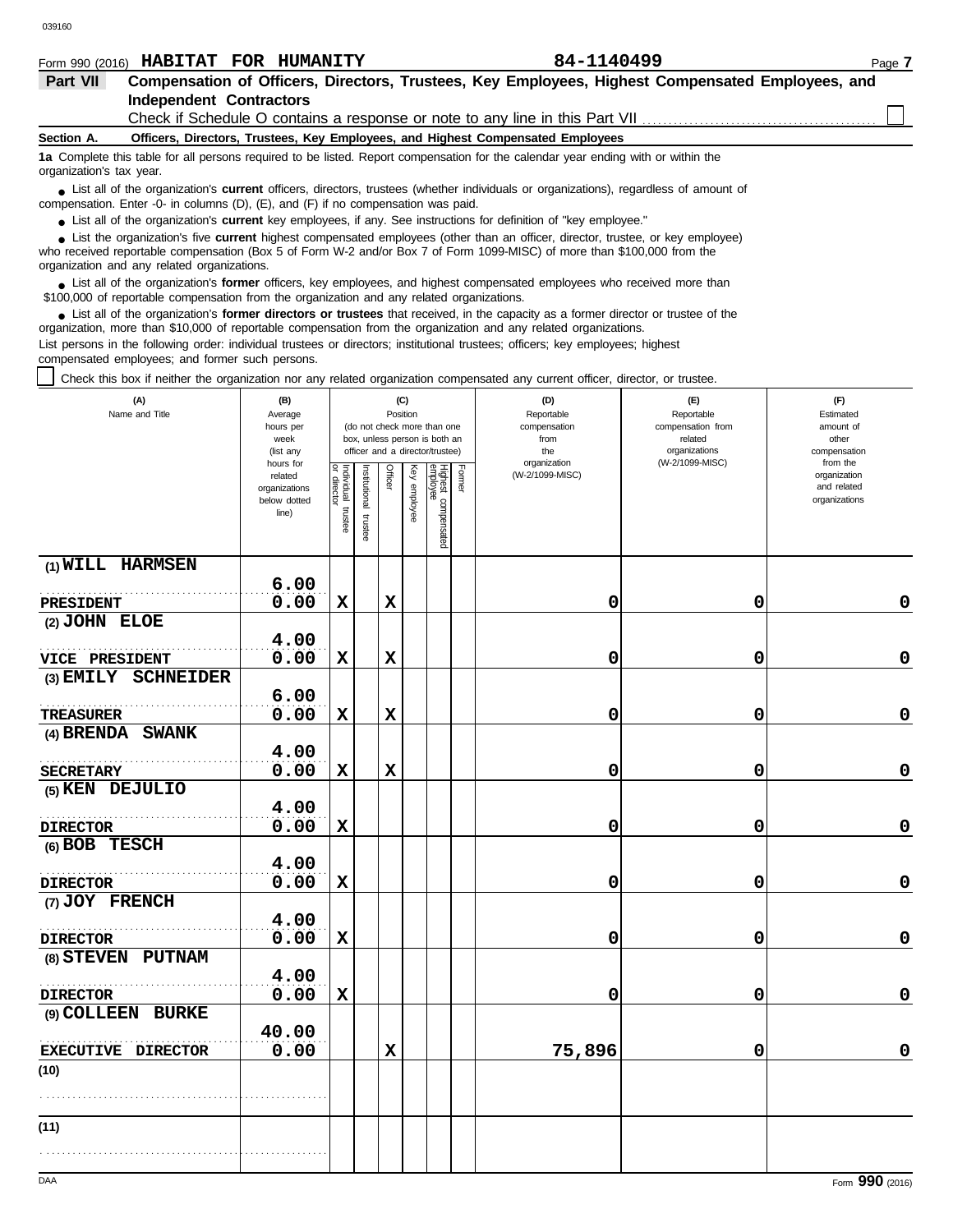Form 990 (2016) **HABITAT FOR HUMANITY** **84-1140499**

## Part VII Compensation of Officers, Directors, Trustees, Key Employees, Highest Compensated Employees, and Independent Contractors

Check if Schedule O contains a response or note to any line in this Part VII ☐

**Section A. Officers, Directors, Trustees, Key Employees, and Highest Compensated Employees**

**1a** Complete this table for all persons required to be listed. Report compensation for the calendar year ending with or within the organization's tax year.

- List all of the organization's **current** officers, directors, trustees (whether individuals or organizations), regardless of amount of compensation. Enter -0- in columns (D), (E), and (F) if no compensation was paid.
- List all of the organization's **current** key employees, if any. See instructions for definition of "key employee."
- List the organization's five **current** highest compensated employees (other than an officer, director, trustee, or key employee) who received reportable compensation (Box 5 of Form W-2 and/or Box 7 of Form 1099-MISC) of more than $100,000 from the organization and any related organizations.
- List all of the organization's **former** officers, key employees, and highest compensated employees who received more than $100,000 of reportable compensation from the organization and any related organizations.
- List all of the organization's **former directors or trustees** that received, in the capacity as a former director or trustee of the organization, more than $10,000 of reportable compensation from the organization and any related organizations.

List persons in the following order: individual trustees or directors; institutional trustees; officers; key employees; highest compensated employees; and former such persons.

☐ Check this box if neither the organization nor any related organization compensated any current officer, director, or trustee.

| (A) Name and Title | (B) Average hours per week (list any hours for related organizations below dotted line) | (C) Position (do not check more than one box, unless person is both an officer and a director/trustee) | | | | | | (D) Reportable compensation from the organization (W-2/1099-MISC) | (E) Reportable compensation from related organizations (W-2/1099-MISC) | (F) Estimated amount of other compensation from the organization and related organizations |
|---|---|---|---|---|---|---|---|---|---|---|
| | | Individual trustee or director | Institutional trustee | Officer | Key employee | Highest compensated employee | Former | | | |
| (1) WILL HARMSEN<br>PRESIDENT | 6.00<br>0.00 | X | | X | | | | 0 | 0 | 0 |
| (2) JOHN ELOE<br>VICE PRESIDENT | 4.00<br>0.00 | X | | X | | | | 0 | 0 | 0 |
| (3) EMILY SCHNEIDER<br>TREASURER | 6.00<br>0.00 | X | | X | | | | 0 | 0 | 0 |
| (4) BRENDA SWANK<br>SECRETARY | 4.00<br>0.00 | X | | X | | | | 0 | 0 | 0 |
| (5) KEN DEJULIO<br>DIRECTOR | 4.00<br>0.00 | X | | | | | | 0 | 0 | 0 |
| (6) BOB TESCH<br>DIRECTOR | 4.00<br>0.00 | X | | | | | | 0 | 0 | 0 |
| (7) JOY FRENCH<br>DIRECTOR | 4.00<br>0.00 | X | | | | | | 0 | 0 | 0 |
| (8) STEVEN PUTNAM<br>DIRECTOR | 4.00<br>0.00 | X | | | | | | 0 | 0 | 0 |
| (9) COLLEEN BURKE<br>EXECUTIVE DIRECTOR | 40.00<br>0.00 | | | X | | | | 75,896 | 0 | 0 |
| (10) | | | | | | | | | | |
| (11) | | | | | | | | | | |

Form **990** (2016)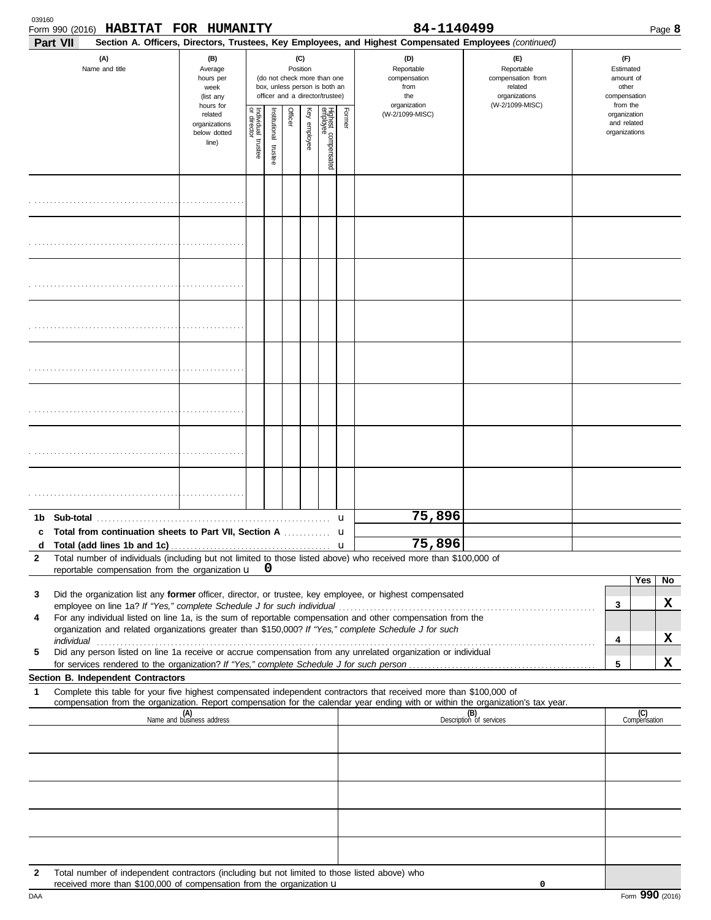Form 990 (2016) **HABITAT FOR HUMANITY** 84-1140499

**Part VII** **Section A. Officers, Directors, Trustees, Key Employees, and Highest Compensated Employees** *(continued)*

| (A) Name and title | (B) Average hours per week (list any hours for related organizations below dotted line) | (C) Position (do not check more than one box, unless person is both an officer and a director/trustee) Individual trustee or director | Institutional trustee | Officer | Key employee | Highest compensated employee | Former | (D) Reportable compensation from the organization (W-2/1099-MISC) | (E) Reportable compensation from related organizations (W-2/1099-MISC) | (F) Estimated amount of other compensation from the organization and related organizations |
|---|---|---|---|---|---|---|---|---|---|---|
| | | | | | | | | | | |
| | | | | | | | | | | |
| | | | | | | | | | | |
| | | | | | | | | | | |
| | | | | | | | | | | |
| | | | | | | | | | | |
| | | | | | | | | | | |
| | | | | | | | | | | |

| | | | | |
|---|---|---|---|---|
| **1b** | **Sub-total** | 75,896 | | |
| **c** | **Total from continuation sheets to Part VII, Section A** | | | |
| **d** | **Total (add lines 1b and 1c)** | 75,896 | | |

**2** Total number of individuals (including but not limited to those listed above) who received more than $100,000 of reportable compensation from the organization u 0

| | | | Yes | No |
|---|---|---|---|---|
| **3** | Did the organization list any **former** officer, director, or trustee, key employee, or highest compensated employee on line 1a? *If "Yes," complete Schedule J for such individual* | 3 | | X |
| **4** | For any individual listed on line 1a, is the sum of reportable compensation and other compensation from the organization and related organizations greater than $150,000? *If "Yes," complete Schedule J for such individual* | 4 | | X |
| **5** | Did any person listed on line 1a receive or accrue compensation from any unrelated organization or individual for services rendered to the organization? *If "Yes," complete Schedule J for such person* | 5 | | X |

**Section B. Independent Contractors**

**1** Complete this table for your five highest compensated independent contractors that received more than $100,000 of compensation from the organization. Report compensation for the calendar year ending with or within the organization's tax year.

| (A) Name and business address | (B) Description of services | (C) Compensation |
|---|---|---|
| | | |
| | | |
| | | |
| | | |
| | | |

**2** Total number of independent contractors (including but not limited to those listed above) who received more than $100,000 of compensation from the organization u 0

DAA Form **990** (2016)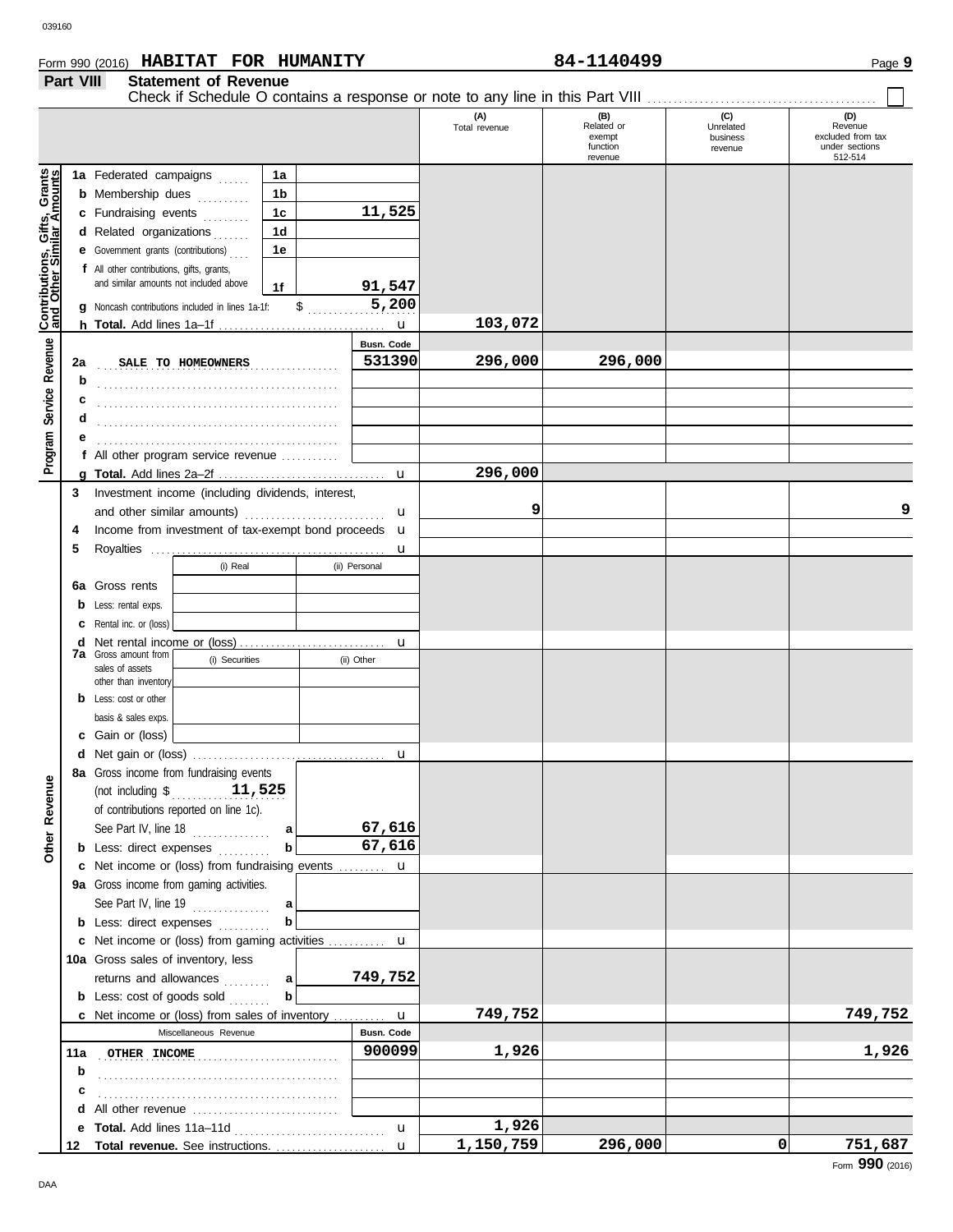Form 990 (2016) **HABITAT FOR HUMANITY** **84-1140499**

## Part VIII Statement of Revenue

Check if Schedule O contains a response or note to any line in this Part VIII ☐

| | | | | (A) Total revenue | (B) Related or exempt function revenue | (C) Unrelated business revenue | (D) Revenue excluded from tax under sections 512-514 |
|---|---|---|---|---|---|---|---|
| **Contributions, Gifts, Grants and Other Similar Amounts** | 1a Federated campaigns | 1a | | | | | |
| | b Membership dues | 1b | | | | | |
| | c Fundraising events | 1c | 11,525 | | | | |
| | d Related organizations | 1d | | | | | |
| | e Government grants (contributions) | 1e | | | | | |
| | f All other contributions, gifts, grants, and similar amounts not included above | 1f | 91,547 | | | | |
| | g Noncash contributions included in lines 1a-1f: $ 5,200 | | | | | | |
| | h **Total.** Add lines 1a–1f | | | 103,072 | | | |
| **Program Service Revenue** | | | Busn. Code | | | | |
| | 2a SALE TO HOMEOWNERS | | 531390 | 296,000 | 296,000 | | |
| | b | | | | | | |
| | c | | | | | | |
| | d | | | | | | |
| | e | | | | | | |
| | f All other program service revenue | | | | | | |
| | g **Total.** Add lines 2a–2f | | | 296,000 | | | |
| **Other Revenue** | 3 Investment income (including dividends, interest, and other similar amounts) | | | 9 | | | 9 |
| | 4 Income from investment of tax-exempt bond proceeds | | | | | | |
| | 5 Royalties | | | | | | |
| | | (i) Real | (ii) Personal | | | | |
| | 6a Gross rents | | | | | | |
| | b Less: rental exps. | | | | | | |
| | c Rental inc. or (loss) | | | | | | |
| | d Net rental income or (loss) | | | | | | |
| | | (i) Securities | (ii) Other | | | | |
| | 7a Gross amount from sales of assets other than inventory | | | | | | |
| | b Less: cost or other basis & sales exps. | | | | | | |
| | c Gain or (loss) | | | | | | |
| | d Net gain or (loss) | | | | | | |
| | 8a Gross income from fundraising events (not including $ 11,525 of contributions reported on line 1c). See Part IV, line 18 | a | 67,616 | | | | |
| | b Less: direct expenses | b | 67,616 | | | | |
| | c Net income or (loss) from fundraising events | | | | | | |
| | 9a Gross income from gaming activities. See Part IV, line 19 | a | | | | | |
| | b Less: direct expenses | b | | | | | |
| | c Net income or (loss) from gaming activities | | | | | | |
| | 10a Gross sales of inventory, less returns and allowances | a | 749,752 | | | | |
| | b Less: cost of goods sold | b | | | | | |
| | c Net income or (loss) from sales of inventory | | | 749,752 | | | 749,752 |
| | Miscellaneous Revenue | | Busn. Code | | | | |
| | 11a OTHER INCOME | | 900099 | 1,926 | | | 1,926 |
| | b | | | | | | |
| | c | | | | | | |
| | d All other revenue | | | | | | |
| | e **Total.** Add lines 11a–11d | | | 1,926 | | | |
| | 12 **Total revenue.** See instructions. | | | 1,150,759 | 296,000 | 0 | 751,687 |

Form **990** (2016)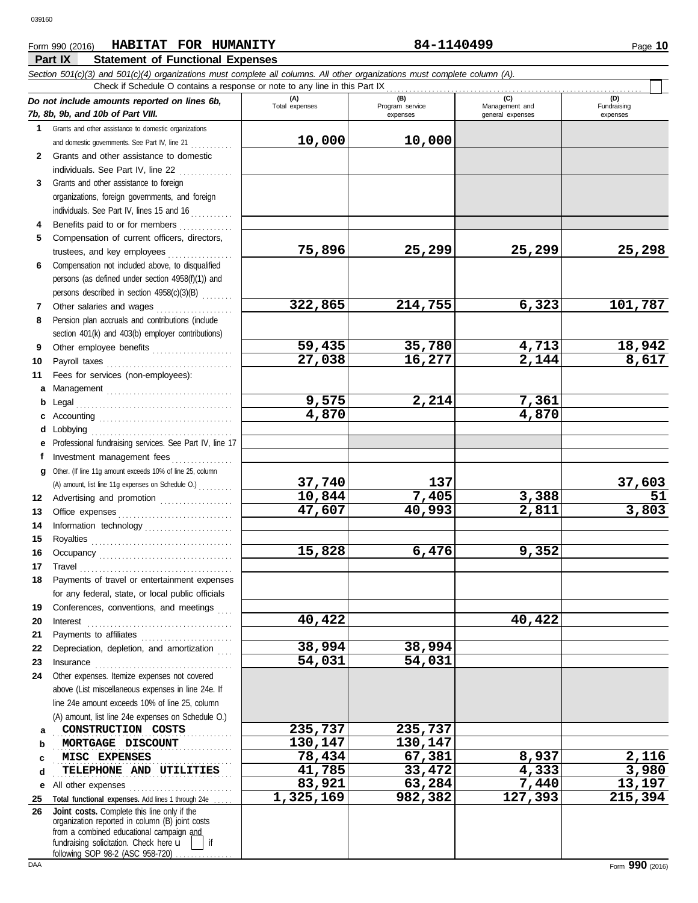Form 990 (2016) **HABITAT FOR HUMANITY** 84-1140499

## Part IX Statement of Functional Expenses

*Section 501(c)(3) and 501(c)(4) organizations must complete all columns. All other organizations must complete column (A).*

Check if Schedule O contains a response or note to any line in this Part IX . . . . . . . . . . . . . . . . . . . . . . . . . . . . . . . . . . . . . . . . . . . . . . . . . . . . . . . . . . . . . . . . . . . . . . . . . . . . . . . .

| *Do not include amounts reported on lines 6b, 7b, 8b, 9b, and 10b of Part VIII.* | (A) Total expenses | (B) Program service expenses | (C) Management and general expenses | (D) Fundraising expenses |
|---|---|---|---|---|
| **1** Grants and other assistance to domestic organizations and domestic governments. See Part IV, line 21 | 10,000 | 10,000 | | |
| **2** Grants and other assistance to domestic individuals. See Part IV, line 22 | | | | |
| **3** Grants and other assistance to foreign organizations, foreign governments, and foreign individuals. See Part IV, lines 15 and 16 | | | | |
| **4** Benefits paid to or for members | | | | |
| **5** Compensation of current officers, directors, trustees, and key employees | 75,896 | 25,299 | 25,299 | 25,298 |
| **6** Compensation not included above, to disqualified persons (as defined under section 4958(f)(1)) and persons described in section 4958(c)(3)(B) | | | | |
| **7** Other salaries and wages | 322,865 | 214,755 | 6,323 | 101,787 |
| **8** Pension plan accruals and contributions (include section 401(k) and 403(b) employer contributions) | | | | |
| **9** Other employee benefits | 59,435 | 35,780 | 4,713 | 18,942 |
| **10** Payroll taxes | 27,038 | 16,277 | 2,144 | 8,617 |
| **11** Fees for services (non-employees): | | | | |
| **a** Management | | | | |
| **b** Legal | 9,575 | 2,214 | 7,361 | |
| **c** Accounting | 4,870 | | 4,870 | |
| **d** Lobbying | | | | |
| **e** Professional fundraising services. See Part IV, line 17 | | | | |
| **f** Investment management fees | | | | |
| **g** Other. (If line 11g amount exceeds 10% of line 25, column (A) amount, list line 11g expenses on Schedule O.) | 37,740 | 137 | | 37,603 |
| **12** Advertising and promotion | 10,844 | 7,405 | 3,388 | 51 |
| **13** Office expenses | 47,607 | 40,993 | 2,811 | 3,803 |
| **14** Information technology | | | | |
| **15** Royalties | | | | |
| **16** Occupancy | 15,828 | 6,476 | 9,352 | |
| **17** Travel | | | | |
| **18** Payments of travel or entertainment expenses for any federal, state, or local public officials | | | | |
| **19** Conferences, conventions, and meetings | | | | |
| **20** Interest | 40,422 | | 40,422 | |
| **21** Payments to affiliates | | | | |
| **22** Depreciation, depletion, and amortization | 38,994 | 38,994 | | |
| **23** Insurance | 54,031 | 54,031 | | |
| **24** Other expenses. Itemize expenses not covered above (List miscellaneous expenses in line 24e. If line 24e amount exceeds 10% of line 25, column (A) amount, list line 24e expenses on Schedule O.) | | | | |
| **a** CONSTRUCTION COSTS | 235,737 | 235,737 | | |
| **b** MORTGAGE DISCOUNT | 130,147 | 130,147 | | |
| **c** MISC EXPENSES | 78,434 | 67,381 | 8,937 | 2,116 |
| **d** TELEPHONE AND UTILITIES | 41,785 | 33,472 | 4,333 | 3,980 |
| **e** All other expenses | 83,921 | 63,284 | 7,440 | 13,197 |
| **25** **Total functional expenses.** Add lines 1 through 24e | 1,325,169 | 982,382 | 127,393 | 215,394 |
| **26** **Joint costs.** Complete this line only if the organization reported in column (B) joint costs from a combined educational campaign and fundraising solicitation. Check here ▶ ☐ if following SOP 98-2 (ASC 958-720) | | | | |

Form **990** (2016)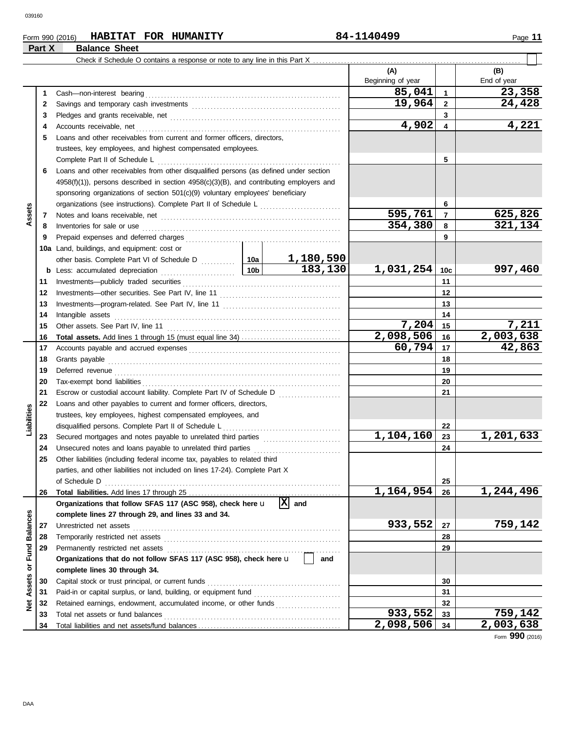Form 990 (2016) **HABITAT FOR HUMANITY** 84-1140499

## Part X Balance Sheet

Check if Schedule O contains a response or note to any line in this Part X . . . . . . . . . . . . . . . . . . . . . . . . . . . . . . . . . . . . . . . . . . . . . . . . . . . . . . . . . . . . . . . . ☐

| | | Line | Description | | | (A) Beginning of year | | (B) End of year |
|---|---|---|---|---|---|---|---|---|
| Assets | | 1 | Cash—non-interest bearing | | | 85,041 | 1 | 23,358 |
| | | 2 | Savings and temporary cash investments | | | 19,964 | 2 | 24,428 |
| | | 3 | Pledges and grants receivable, net | | | | 3 | |
| | | 4 | Accounts receivable, net | | | 4,902 | 4 | 4,221 |
| | | 5 | Loans and other receivables from current and former officers, directors, trustees, key employees, and highest compensated employees. Complete Part II of Schedule L | | | | 5 | |
| | | 6 | Loans and other receivables from other disqualified persons (as defined under section 4958(f)(1)), persons described in section 4958(c)(3)(B), and contributing employers and sponsoring organizations of section 501(c)(9) voluntary employees' beneficiary organizations (see instructions). Complete Part II of Schedule L | | | | 6 | |
| | | 7 | Notes and loans receivable, net | | | 595,761 | 7 | 625,826 |
| | | 8 | Inventories for sale or use | | | 354,380 | 8 | 321,134 |
| | | 9 | Prepaid expenses and deferred charges | | | | 9 | |
| | | 10a | Land, buildings, and equipment: cost or other basis. Complete Part VI of Schedule D | 10a | 1,180,590 | | | |
| | | b | Less: accumulated depreciation | 10b | 183,130 | 1,031,254 | 10c | 997,460 |
| | | 11 | Investments—publicly traded securities | | | | 11 | |
| | | 12 | Investments—other securities. See Part IV, line 11 | | | | 12 | |
| | | 13 | Investments—program-related. See Part IV, line 11 | | | | 13 | |
| | | 14 | Intangible assets | | | | 14 | |
| | | 15 | Other assets. See Part IV, line 11 | | | 7,204 | 15 | 7,211 |
| | | 16 | **Total assets.** Add lines 1 through 15 (must equal line 34) | | | 2,098,506 | 16 | 2,003,638 |
| Liabilities | | 17 | Accounts payable and accrued expenses | | | 60,794 | 17 | 42,863 |
| | | 18 | Grants payable | | | | 18 | |
| | | 19 | Deferred revenue | | | | 19 | |
| | | 20 | Tax-exempt bond liabilities | | | | 20 | |
| | | 21 | Escrow or custodial account liability. Complete Part IV of Schedule D | | | | 21 | |
| | | 22 | Loans and other payables to current and former officers, directors, trustees, key employees, highest compensated employees, and disqualified persons. Complete Part II of Schedule L | | | | 22 | |
| | | 23 | Secured mortgages and notes payable to unrelated third parties | | | 1,104,160 | 23 | 1,201,633 |
| | | 24 | Unsecured notes and loans payable to unrelated third parties | | | | 24 | |
| | | 25 | Other liabilities (including federal income tax, payables to related third parties, and other liabilities not included on lines 17-24). Complete Part X of Schedule D | | | | 25 | |
| | | 26 | **Total liabilities.** Add lines 17 through 25 | | | 1,164,954 | 26 | 1,244,496 |
| Net Assets or Fund Balances | | | **Organizations that follow SFAS 117 (ASC 958), check here** ☒ **and complete lines 27 through 29, and lines 33 and 34.** | | | | | |
| | | 27 | Unrestricted net assets | | | 933,552 | 27 | 759,142 |
| | | 28 | Temporarily restricted net assets | | | | 28 | |
| | | 29 | Permanently restricted net assets | | | | 29 | |
| | | | **Organizations that do not follow SFAS 117 (ASC 958), check here** ☐ **and complete lines 30 through 34.** | | | | | |
| | | 30 | Capital stock or trust principal, or current funds | | | | 30 | |
| | | 31 | Paid-in or capital surplus, or land, building, or equipment fund | | | | 31 | |
| | | 32 | Retained earnings, endowment, accumulated income, or other funds | | | | 32 | |
| | | 33 | Total net assets or fund balances | | | 933,552 | 33 | 759,142 |
| | | 34 | Total liabilities and net assets/fund balances | | | 2,098,506 | 34 | 2,003,638 |

Form **990** (2016)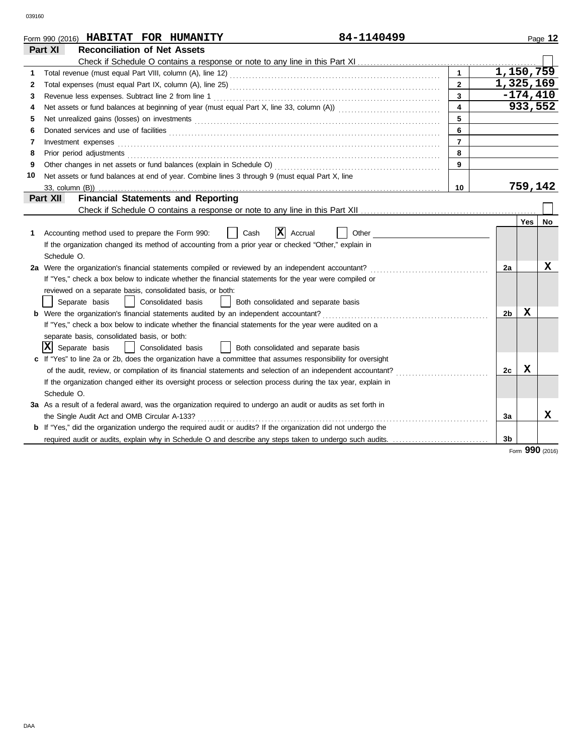039160

Form 990 (2016) **HABITAT FOR HUMANITY** **84-1140499** Page **12**

## Part XI Reconciliation of Net Assets

Check if Schedule O contains a response or note to any line in this Part XI . . . . . . . . . . . . . . . . . . . . . . . . ☐

| | | | |
|---|---|---|---|
| 1 | Total revenue (must equal Part VIII, column (A), line 12) | 1 | 1,150,759 |
| 2 | Total expenses (must equal Part IX, column (A), line 25) | 2 | 1,325,169 |
| 3 | Revenue less expenses. Subtract line 2 from line 1 | 3 | -174,410 |
| 4 | Net assets or fund balances at beginning of year (must equal Part X, line 33, column (A)) | 4 | 933,552 |
| 5 | Net unrealized gains (losses) on investments | 5 | |
| 6 | Donated services and use of facilities | 6 | |
| 7 | Investment expenses | 7 | |
| 8 | Prior period adjustments | 8 | |
| 9 | Other changes in net assets or fund balances (explain in Schedule O) | 9 | |
| 10 | Net assets or fund balances at end of year. Combine lines 3 through 9 (must equal Part X, line 33, column (B)) | 10 | 759,142 |

## Part XII Financial Statements and Reporting

Check if Schedule O contains a response or note to any line in this Part XII . . . . . . . . . . . . . . . . . . . . . . . ☐

| | | | Yes | No |
|---|---|---|---|---|
| 1 | Accounting method used to prepare the Form 990: ☐ Cash ☒ Accrual ☐ Other<br>If the organization changed its method of accounting from a prior year or checked "Other," explain in Schedule O. | | | |
| 2a | Were the organization's financial statements compiled or reviewed by an independent accountant?<br>If "Yes," check a box below to indicate whether the financial statements for the year were compiled or reviewed on a separate basis, consolidated basis, or both:<br>☐ Separate basis ☐ Consolidated basis ☐ Both consolidated and separate basis | 2a | | X |
| b | Were the organization's financial statements audited by an independent accountant?<br>If "Yes," check a box below to indicate whether the financial statements for the year were audited on a separate basis, consolidated basis, or both:<br>☒ Separate basis ☐ Consolidated basis ☐ Both consolidated and separate basis | 2b | X | |
| c | If "Yes" to line 2a or 2b, does the organization have a committee that assumes responsibility for oversight of the audit, review, or compilation of its financial statements and selection of an independent accountant?<br>If the organization changed either its oversight process or selection process during the tax year, explain in Schedule O. | 2c | X | |
| 3a | As a result of a federal award, was the organization required to undergo an audit or audits as set forth in the Single Audit Act and OMB Circular A-133? | 3a | | X |
| b | If "Yes," did the organization undergo the required audit or audits? If the organization did not undergo the required audit or audits, explain why in Schedule O and describe any steps taken to undergo such audits. | 3b | | |

Form **990** (2016)

DAA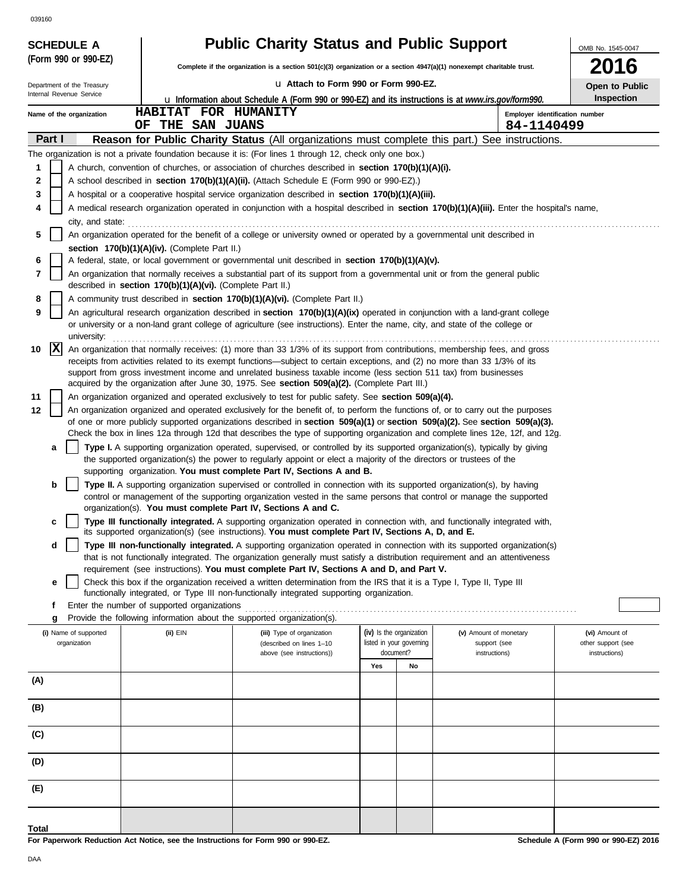039160

**SCHEDULE A**
**(Form 990 or 990-EZ)**

Department of the Treasury
Internal Revenue Service

# Public Charity Status and Public Support

**Complete if the organization is a section 501(c)(3) organization or a section 4947(a)(1) nonexempt charitable trust.**

u **Attach to Form 990 or Form 990-EZ.**

u **Information about Schedule A (Form 990 or 990-EZ) and its instructions is at *www.irs.gov/form990.***

OMB No. 1545-0047

**2016**

**Open to Public Inspection**

Name of the organization: HABITAT FOR HUMANITY OF THE SAN JUANS

Employer identification number: 84-1140499

## Part I — Reason for Public Charity Status (All organizations must complete this part.) See instructions.

The organization is not a private foundation because it is: (For lines 1 through 12, check only one box.)

1 [ ] A church, convention of churches, or association of churches described in **section 170(b)(1)(A)(i).**

2 [ ] A school described in **section 170(b)(1)(A)(ii).** (Attach Schedule E (Form 990 or 990-EZ).)

3 [ ] A hospital or a cooperative hospital service organization described in **section 170(b)(1)(A)(iii).**

4 [ ] A medical research organization operated in conjunction with a hospital described in **section 170(b)(1)(A)(iii).** Enter the hospital's name, city, and state:

5 [ ] An organization operated for the benefit of a college or university owned or operated by a governmental unit described in **section 170(b)(1)(A)(iv).** (Complete Part II.)

6 [ ] A federal, state, or local government or governmental unit described in **section 170(b)(1)(A)(v).**

7 [ ] An organization that normally receives a substantial part of its support from a governmental unit or from the general public described in **section 170(b)(1)(A)(vi).** (Complete Part II.)

8 [ ] A community trust described in **section 170(b)(1)(A)(vi).** (Complete Part II.)

9 [ ] An agricultural research organization described in **section 170(b)(1)(A)(ix)** operated in conjunction with a land-grant college or university or a non-land grant college of agriculture (see instructions). Enter the name, city, and state of the college or university:

10 [X] An organization that normally receives: (1) more than 33 1/3% of its support from contributions, membership fees, and gross receipts from activities related to its exempt functions—subject to certain exceptions, and (2) no more than 33 1/3% of its support from gross investment income and unrelated business taxable income (less section 511 tax) from businesses acquired by the organization after June 30, 1975. See **section 509(a)(2).** (Complete Part III.)

11 [ ] An organization organized and operated exclusively to test for public safety. See **section 509(a)(4).**

12 [ ] An organization organized and operated exclusively for the benefit of, to perform the functions of, or to carry out the purposes of one or more publicly supported organizations described in **section 509(a)(1)** or **section 509(a)(2).** See **section 509(a)(3).** Check the box in lines 12a through 12d that describes the type of supporting organization and complete lines 12e, 12f, and 12g.

a [ ] **Type I.** A supporting organization operated, supervised, or controlled by its supported organization(s), typically by giving the supported organization(s) the power to regularly appoint or elect a majority of the directors or trustees of the supporting organization. **You must complete Part IV, Sections A and B.**

b [ ] **Type II.** A supporting organization supervised or controlled in connection with its supported organization(s), by having control or management of the supporting organization vested in the same persons that control or manage the supported organization(s). **You must complete Part IV, Sections A and C.**

c [ ] **Type III functionally integrated.** A supporting organization operated in connection with, and functionally integrated with, its supported organization(s) (see instructions). **You must complete Part IV, Sections A, D, and E.**

d [ ] **Type III non-functionally integrated.** A supporting organization operated in connection with its supported organization(s) that is not functionally integrated. The organization generally must satisfy a distribution requirement and an attentiveness requirement (see instructions). **You must complete Part IV, Sections A and D, and Part V.**

e [ ] Check this box if the organization received a written determination from the IRS that it is a Type I, Type II, Type III functionally integrated, or Type III non-functionally integrated supporting organization.

f Enter the number of supported organizations

g Provide the following information about the supported organization(s).

| (i) Name of supported organization | (ii) EIN | (iii) Type of organization (described on lines 1–10 above (see instructions)) | (iv) Is the organization listed in your governing document? Yes | No | (v) Amount of monetary support (see instructions) | (vi) Amount of other support (see instructions) |
|---|---|---|---|---|---|---|
| (A) | | | | | | |
| (B) | | | | | | |
| (C) | | | | | | |
| (D) | | | | | | |
| (E) | | | | | | |
| **Total** | | | | | | |

**For Paperwork Reduction Act Notice, see the Instructions for Form 990 or 990-EZ.**

**Schedule A (Form 990 or 990-EZ) 2016**

DAA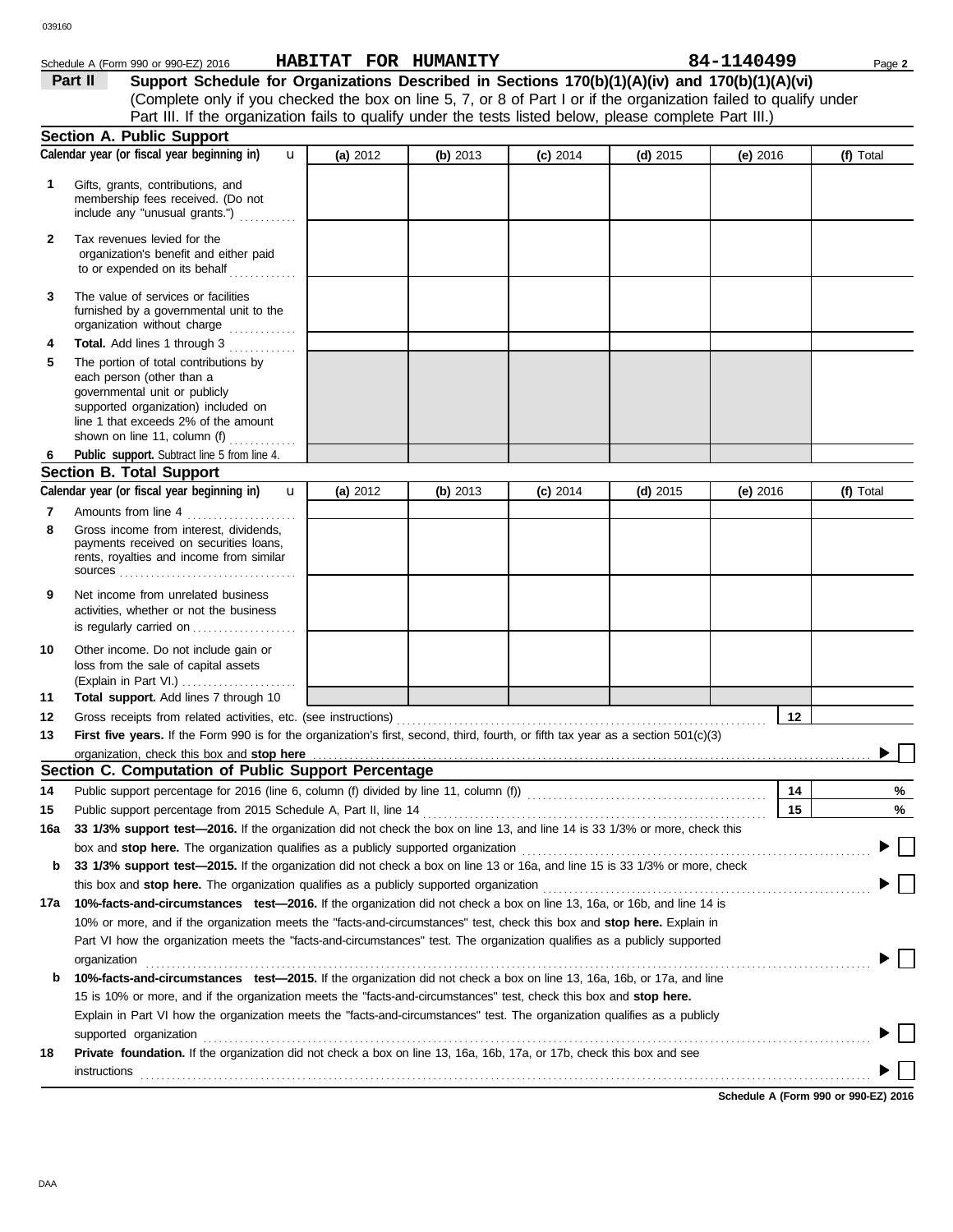039160

Schedule A (Form 990 or 990-EZ) 2016 **HABITAT FOR HUMANITY** **84-1140499** Page **2**

**Part II** **Support Schedule for Organizations Described in Sections 170(b)(1)(A)(iv) and 170(b)(1)(A)(vi)**
(Complete only if you checked the box on line 5, 7, or 8 of Part I or if the organization failed to qualify under Part III. If the organization fails to qualify under the tests listed below, please complete Part III.)

## Section A. Public Support

| Calendar year (or fiscal year beginning in) u | (a) 2012 | (b) 2013 | (c) 2014 | (d) 2015 | (e) 2016 | (f) Total |
|---|---|---|---|---|---|---|
| **1** Gifts, grants, contributions, and membership fees received. (Do not include any "unusual grants.") | | | | | | |
| **2** Tax revenues levied for the organization's benefit and either paid to or expended on its behalf | | | | | | |
| **3** The value of services or facilities furnished by a governmental unit to the organization without charge | | | | | | |
| **4** **Total.** Add lines 1 through 3 | | | | | | |
| **5** The portion of total contributions by each person (other than a governmental unit or publicly supported organization) included on line 1 that exceeds 2% of the amount shown on line 11, column (f) | | | | | | |
| **6** **Public support.** Subtract line 5 from line 4. | | | | | | |

## Section B. Total Support

| Calendar year (or fiscal year beginning in) u | (a) 2012 | (b) 2013 | (c) 2014 | (d) 2015 | (e) 2016 | (f) Total |
|---|---|---|---|---|---|---|
| **7** Amounts from line 4 | | | | | | |
| **8** Gross income from interest, dividends, payments received on securities loans, rents, royalties and income from similar sources | | | | | | |
| **9** Net income from unrelated business activities, whether or not the business is regularly carried on | | | | | | |
| **10** Other income. Do not include gain or loss from the sale of capital assets (Explain in Part VI.) | | | | | | |
| **11** **Total support.** Add lines 7 through 10 | | | | | | |

**12** Gross receipts from related activities, etc. (see instructions) **12**

**13** **First five years.** If the Form 990 is for the organization's first, second, third, fourth, or fifth tax year as a section 501(c)(3) organization, check this box and **stop here** ▶ ☐

## Section C. Computation of Public Support Percentage

**14** Public support percentage for 2016 (line 6, column (f) divided by line 11, column (f)) **14** %

**15** Public support percentage from 2015 Schedule A, Part II, line 14 **15** %

**16a** **33 1/3% support test—2016.** If the organization did not check the box on line 13, and line 14 is 33 1/3% or more, check this box and **stop here.** The organization qualifies as a publicly supported organization ▶ ☐

**b** **33 1/3% support test—2015.** If the organization did not check a box on line 13 or 16a, and line 15 is 33 1/3% or more, check this box and **stop here.** The organization qualifies as a publicly supported organization ▶ ☐

**17a** **10%-facts-and-circumstances test—2016.** If the organization did not check a box on line 13, 16a, or 16b, and line 14 is 10% or more, and if the organization meets the "facts-and-circumstances" test, check this box and **stop here.** Explain in Part VI how the organization meets the "facts-and-circumstances" test. The organization qualifies as a publicly supported organization ▶ ☐

**b** **10%-facts-and-circumstances test—2015.** If the organization did not check a box on line 13, 16a, 16b, or 17a, and line 15 is 10% or more, and if the organization meets the "facts-and-circumstances" test, check this box and **stop here.** Explain in Part VI how the organization meets the "facts-and-circumstances" test. The organization qualifies as a publicly supported organization ▶ ☐

**18** **Private foundation.** If the organization did not check a box on line 13, 16a, 16b, 17a, or 17b, check this box and see instructions ▶ ☐

**Schedule A (Form 990 or 990-EZ) 2016**

DAA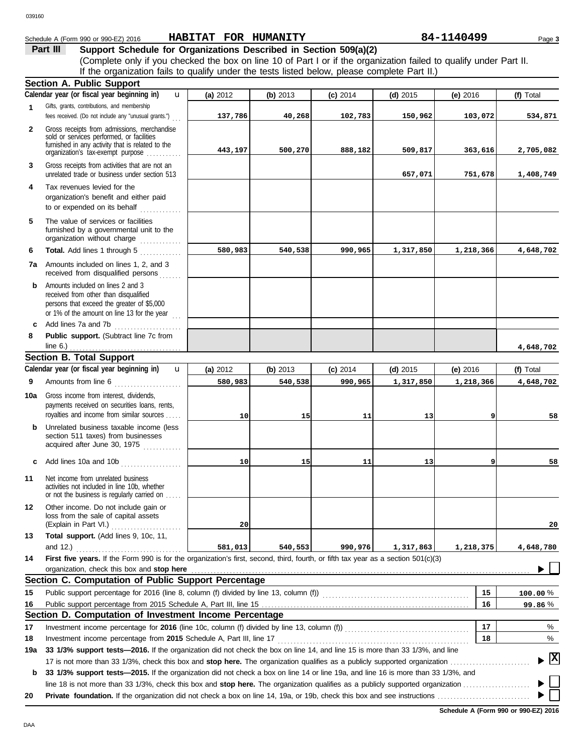Schedule A (Form 990 or 990-EZ) 2016 **HABITAT FOR HUMANITY** **84-1140499**

## Part III Support Schedule for Organizations Described in Section 509(a)(2)

(Complete only if you checked the box on line 10 of Part I or if the organization failed to qualify under Part II. If the organization fails to qualify under the tests listed below, please complete Part II.)

### Section A. Public Support

| | Calendar year (or fiscal year beginning in) | (a) 2012 | (b) 2013 | (c) 2014 | (d) 2015 | (e) 2016 | (f) Total |
|---|---|---|---|---|---|---|---|
| 1 | Gifts, grants, contributions, and membership fees received. (Do not include any "unusual grants.") | 137,786 | 40,268 | 102,783 | 150,962 | 103,072 | 534,871 |
| 2 | Gross receipts from admissions, merchandise sold or services performed, or facilities furnished in any activity that is related to the organization's tax-exempt purpose | 443,197 | 500,270 | 888,182 | 509,817 | 363,616 | 2,705,082 |
| 3 | Gross receipts from activities that are not an unrelated trade or business under section 513 | | | | 657,071 | 751,678 | 1,408,749 |
| 4 | Tax revenues levied for the organization's benefit and either paid to or expended on its behalf | | | | | | |
| 5 | The value of services or facilities furnished by a governmental unit to the organization without charge | | | | | | |
| 6 | **Total.** Add lines 1 through 5 | 580,983 | 540,538 | 990,965 | 1,317,850 | 1,218,366 | 4,648,702 |
| 7a | Amounts included on lines 1, 2, and 3 received from disqualified persons | | | | | | |
| b | Amounts included on lines 2 and 3 received from other than disqualified persons that exceed the greater of $5,000 or 1% of the amount on line 13 for the year | | | | | | |
| c | Add lines 7a and 7b | | | | | | |
| 8 | **Public support.** (Subtract line 7c from line 6.) | | | | | | 4,648,702 |

### Section B. Total Support

| | Calendar year (or fiscal year beginning in) | (a) 2012 | (b) 2013 | (c) 2014 | (d) 2015 | (e) 2016 | (f) Total |
|---|---|---|---|---|---|---|---|
| 9 | Amounts from line 6 | 580,983 | 540,538 | 990,965 | 1,317,850 | 1,218,366 | 4,648,702 |
| 10a | Gross income from interest, dividends, payments received on securities loans, rents, royalties and income from similar sources | 10 | 15 | 11 | 13 | 9 | 58 |
| b | Unrelated business taxable income (less section 511 taxes) from businesses acquired after June 30, 1975 | | | | | | |
| c | Add lines 10a and 10b | 10 | 15 | 11 | 13 | 9 | 58 |
| 11 | Net income from unrelated business activities not included in line 10b, whether or not the business is regularly carried on | | | | | | |
| 12 | Other income. Do not include gain or loss from the sale of capital assets (Explain in Part VI.) | 20 | | | | | 20 |
| 13 | **Total support.** (Add lines 9, 10c, 11, and 12.) | 581,013 | 540,553 | 990,976 | 1,317,863 | 1,218,375 | 4,648,780 |

14 **First five years.** If the Form 990 is for the organization's first, second, third, fourth, or fifth tax year as a section 501(c)(3) organization, check this box and **stop here** ☐

### Section C. Computation of Public Support Percentage

| | | | |
|---|---|---|---|
| 15 | Public support percentage for 2016 (line 8, column (f) divided by line 13, column (f)) | 15 | 100.00 % |
| 16 | Public support percentage from 2015 Schedule A, Part III, line 15 | 16 | 99.86 % |

### Section D. Computation of Investment Income Percentage

| | | | |
|---|---|---|---|
| 17 | Investment income percentage for **2016** (line 10c, column (f) divided by line 13, column (f)) | 17 | % |
| 18 | Investment income percentage from **2015** Schedule A, Part III, line 17 | 18 | % |

**19a 33 1/3% support tests—2016.** If the organization did not check the box on line 14, and line 15 is more than 33 1/3%, and line 17 is not more than 33 1/3%, check this box and **stop here.** The organization qualifies as a publicly supported organization ☒

**b 33 1/3% support tests—2015.** If the organization did not check a box on line 14 or line 19a, and line 16 is more than 33 1/3%, and line 18 is not more than 33 1/3%, check this box and **stop here.** The organization qualifies as a publicly supported organization ☐

**20 Private foundation.** If the organization did not check a box on line 14, 19a, or 19b, check this box and see instructions ☐

**Schedule A (Form 990 or 990-EZ) 2016**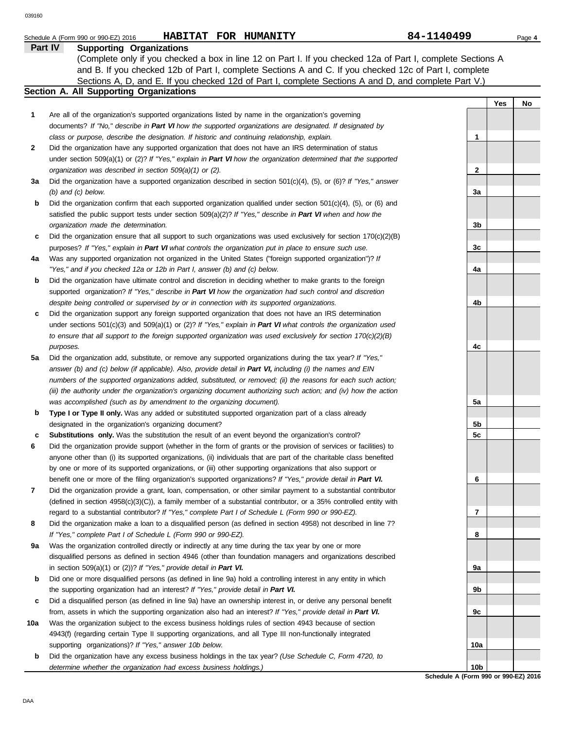Schedule A (Form 990 or 990-EZ) 2016 **HABITAT FOR HUMANITY** 84-1140499

## Part IV Supporting Organizations

(Complete only if you checked a box in line 12 on Part I. If you checked 12a of Part I, complete Sections A and B. If you checked 12b of Part I, complete Sections A and C. If you checked 12c of Part I, complete Sections A, D, and E. If you checked 12d of Part I, complete Sections A and D, and complete Part V.)

### Section A. All Supporting Organizations

| | | | Yes | No |
|---|---|---|---|---|
| **1** | Are all of the organization's supported organizations listed by name in the organization's governing documents? *If "No," describe in* ***Part VI*** *how the supported organizations are designated. If designated by class or purpose, describe the designation. If historic and continuing relationship, explain.* | **1** | | |
| **2** | Did the organization have any supported organization that does not have an IRS determination of status under section 509(a)(1) or (2)? *If "Yes," explain in* ***Part VI*** *how the organization determined that the supported organization was described in section 509(a)(1) or (2).* | **2** | | |
| **3a** | Did the organization have a supported organization described in section 501(c)(4), (5), or (6)? *If "Yes," answer (b) and (c) below.* | **3a** | | |
| **b** | Did the organization confirm that each supported organization qualified under section 501(c)(4), (5), or (6) and satisfied the public support tests under section 509(a)(2)? *If "Yes," describe in* ***Part VI*** *when and how the organization made the determination.* | **3b** | | |
| **c** | Did the organization ensure that all support to such organizations was used exclusively for section 170(c)(2)(B) purposes? *If "Yes," explain in* ***Part VI*** *what controls the organization put in place to ensure such use.* | **3c** | | |
| **4a** | Was any supported organization not organized in the United States ("foreign supported organization")? *If "Yes," and if you checked 12a or 12b in Part I, answer (b) and (c) below.* | **4a** | | |
| **b** | Did the organization have ultimate control and discretion in deciding whether to make grants to the foreign supported organization? *If "Yes," describe in* ***Part VI*** *how the organization had such control and discretion despite being controlled or supervised by or in connection with its supported organizations.* | **4b** | | |
| **c** | Did the organization support any foreign supported organization that does not have an IRS determination under sections 501(c)(3) and 509(a)(1) or (2)? *If "Yes," explain in* ***Part VI*** *what controls the organization used to ensure that all support to the foreign supported organization was used exclusively for section 170(c)(2)(B) purposes.* | **4c** | | |
| **5a** | Did the organization add, substitute, or remove any supported organizations during the tax year? *If "Yes," answer (b) and (c) below (if applicable). Also, provide detail in* ***Part VI,*** *including (i) the names and EIN numbers of the supported organizations added, substituted, or removed; (ii) the reasons for each such action; (iii) the authority under the organization's organizing document authorizing such action; and (iv) how the action was accomplished (such as by amendment to the organizing document).* | **5a** | | |
| **b** | **Type I or Type II only.** Was any added or substituted supported organization part of a class already designated in the organization's organizing document? | **5b** | | |
| **c** | **Substitutions only.** Was the substitution the result of an event beyond the organization's control? | **5c** | | |
| **6** | Did the organization provide support (whether in the form of grants or the provision of services or facilities) to anyone other than (i) its supported organizations, (ii) individuals that are part of the charitable class benefited by one or more of its supported organizations, or (iii) other supporting organizations that also support or benefit one or more of the filing organization's supported organizations? *If "Yes," provide detail in* ***Part VI.*** | **6** | | |
| **7** | Did the organization provide a grant, loan, compensation, or other similar payment to a substantial contributor (defined in section 4958(c)(3)(C)), a family member of a substantial contributor, or a 35% controlled entity with regard to a substantial contributor? *If "Yes," complete Part I of Schedule L (Form 990 or 990-EZ).* | **7** | | |
| **8** | Did the organization make a loan to a disqualified person (as defined in section 4958) not described in line 7? *If "Yes," complete Part I of Schedule L (Form 990 or 990-EZ).* | **8** | | |
| **9a** | Was the organization controlled directly or indirectly at any time during the tax year by one or more disqualified persons as defined in section 4946 (other than foundation managers and organizations described in section 509(a)(1) or (2))? *If "Yes," provide detail in* ***Part VI.*** | **9a** | | |
| **b** | Did one or more disqualified persons (as defined in line 9a) hold a controlling interest in any entity in which the supporting organization had an interest? *If "Yes," provide detail in* ***Part VI.*** | **9b** | | |
| **c** | Did a disqualified person (as defined in line 9a) have an ownership interest in, or derive any personal benefit from, assets in which the supporting organization also had an interest? *If "Yes," provide detail in* ***Part VI.*** | **9c** | | |
| **10a** | Was the organization subject to the excess business holdings rules of section 4943 because of section 4943(f) (regarding certain Type II supporting organizations, and all Type III non-functionally integrated supporting organizations)? *If "Yes," answer 10b below.* | **10a** | | |
| **b** | Did the organization have any excess business holdings in the tax year? *(Use Schedule C, Form 4720, to determine whether the organization had excess business holdings.)* | **10b** | | |

**Schedule A (Form 990 or 990-EZ) 2016**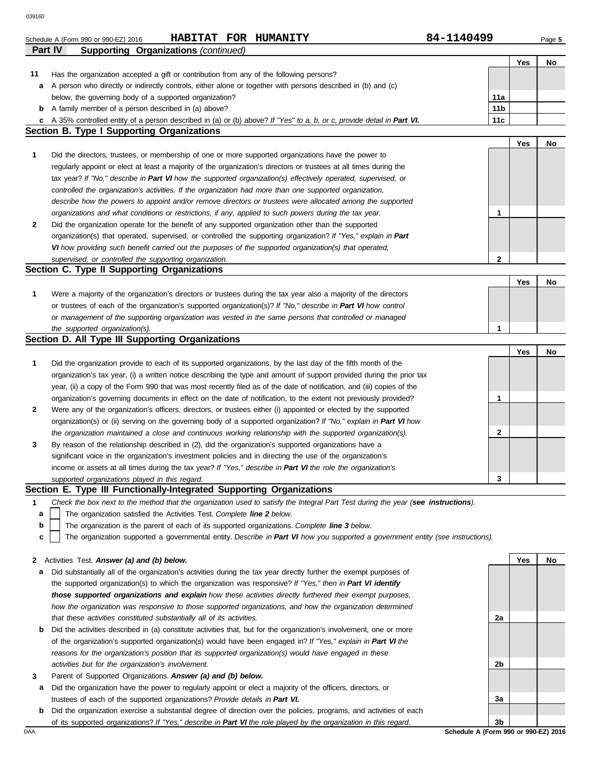Schedule A (Form 990 or 990-EZ) 2016 **HABITAT FOR HUMANITY** **84-1140499**

## Part IV Supporting Organizations *(continued)*

| | | | Yes | No |
|---|---|---|---|---|
| **11** | Has the organization accepted a gift or contribution from any of the following persons? | | | |
| **a** | A person who directly or indirectly controls, either alone or together with persons described in (b) and (c) below, the governing body of a supported organization? | **11a** | | |
| **b** | A family member of a person described in (a) above? | **11b** | | |
| **c** | A 35% controlled entity of a person described in (a) or (b) above? *If "Yes" to a, b, or c, provide detail in* ***Part VI.*** | **11c** | | |

### Section B. Type I Supporting Organizations

| | | | Yes | No |
|---|---|---|---|---|
| **1** | Did the directors, trustees, or membership of one or more supported organizations have the power to regularly appoint or elect at least a majority of the organization's directors or trustees at all times during the tax year? *If "No," describe in* ***Part VI*** *how the supported organization(s) effectively operated, supervised, or controlled the organization's activities. If the organization had more than one supported organization, describe how the powers to appoint and/or remove directors or trustees were allocated among the supported organizations and what conditions or restrictions, if any, applied to such powers during the tax year.* | **1** | | |
| **2** | Did the organization operate for the benefit of any supported organization other than the supported organization(s) that operated, supervised, or controlled the supporting organization? *If "Yes," explain in* ***Part VI*** *how providing such benefit carried out the purposes of the supported organization(s) that operated, supervised, or controlled the supporting organization.* | **2** | | |

### Section C. Type II Supporting Organizations

| | | | Yes | No |
|---|---|---|---|---|
| **1** | Were a majority of the organization's directors or trustees during the tax year also a majority of the directors or trustees of each of the organization's supported organization(s)? *If "No," describe in* ***Part VI*** *how control or management of the supporting organization was vested in the same persons that controlled or managed the supported organization(s).* | **1** | | |

### Section D. All Type III Supporting Organizations

| | | | Yes | No |
|---|---|---|---|---|
| **1** | Did the organization provide to each of its supported organizations, by the last day of the fifth month of the organization's tax year, (i) a written notice describing the type and amount of support provided during the prior tax year, (ii) a copy of the Form 990 that was most recently filed as of the date of notification, and (iii) copies of the organization's governing documents in effect on the date of notification, to the extent not previously provided? | **1** | | |
| **2** | Were any of the organization's officers, directors, or trustees either (i) appointed or elected by the supported organization(s) or (ii) serving on the governing body of a supported organization? *If "No," explain in* ***Part VI*** *how the organization maintained a close and continuous working relationship with the supported organization(s).* | **2** | | |
| **3** | By reason of the relationship described in (2), did the organization's supported organizations have a significant voice in the organization's investment policies and in directing the use of the organization's income or assets at all times during the tax year? *If "Yes," describe in* ***Part VI*** *the role the organization's supported organizations played in this regard.* | **3** | | |

### Section E. Type III Functionally-Integrated Supporting Organizations

**1** *Check the box next to the method that the organization used to satisfy the Integral Part Test during the year (**see instructions**).*

- **a** ☐ The organization satisfied the Activities Test. *Complete* ***line 2*** *below.*
- **b** ☐ The organization is the parent of each of its supported organizations. *Complete* ***line 3*** *below.*
- **c** ☐ The organization supported a governmental entity. *Describe in* ***Part VI*** *how you supported a government entity (see instructions).*

| | | | Yes | No |
|---|---|---|---|---|
| **2** | Activities Test. ***Answer (a) and (b) below.*** | | | |
| **a** | Did substantially all of the organization's activities during the tax year directly further the exempt purposes of the supported organization(s) to which the organization was responsive? *If "Yes," then in* ***Part VI identify those supported organizations and explain*** *how these activities directly furthered their exempt purposes, how the organization was responsive to those supported organizations, and how the organization determined that these activities constituted substantially all of its activities.* | **2a** | | |
| **b** | Did the activities described in (a) constitute activities that, but for the organization's involvement, one or more of the organization's supported organization(s) would have been engaged in? *If "Yes," explain in* ***Part VI*** *the reasons for the organization's position that its supported organization(s) would have engaged in these activities but for the organization's involvement.* | **2b** | | |
| **3** | Parent of Supported Organizations. ***Answer (a) and (b) below.*** | | | |
| **a** | Did the organization have the power to regularly appoint or elect a majority of the officers, directors, or trustees of each of the supported organizations? *Provide details in* ***Part VI.*** | **3a** | | |
| **b** | Did the organization exercise a substantial degree of direction over the policies, programs, and activities of each of its supported organizations? *If "Yes," describe in* ***Part VI*** *the role played by the organization in this regard.* | **3b** | | |

DAA **Schedule A (Form 990 or 990-EZ) 2016**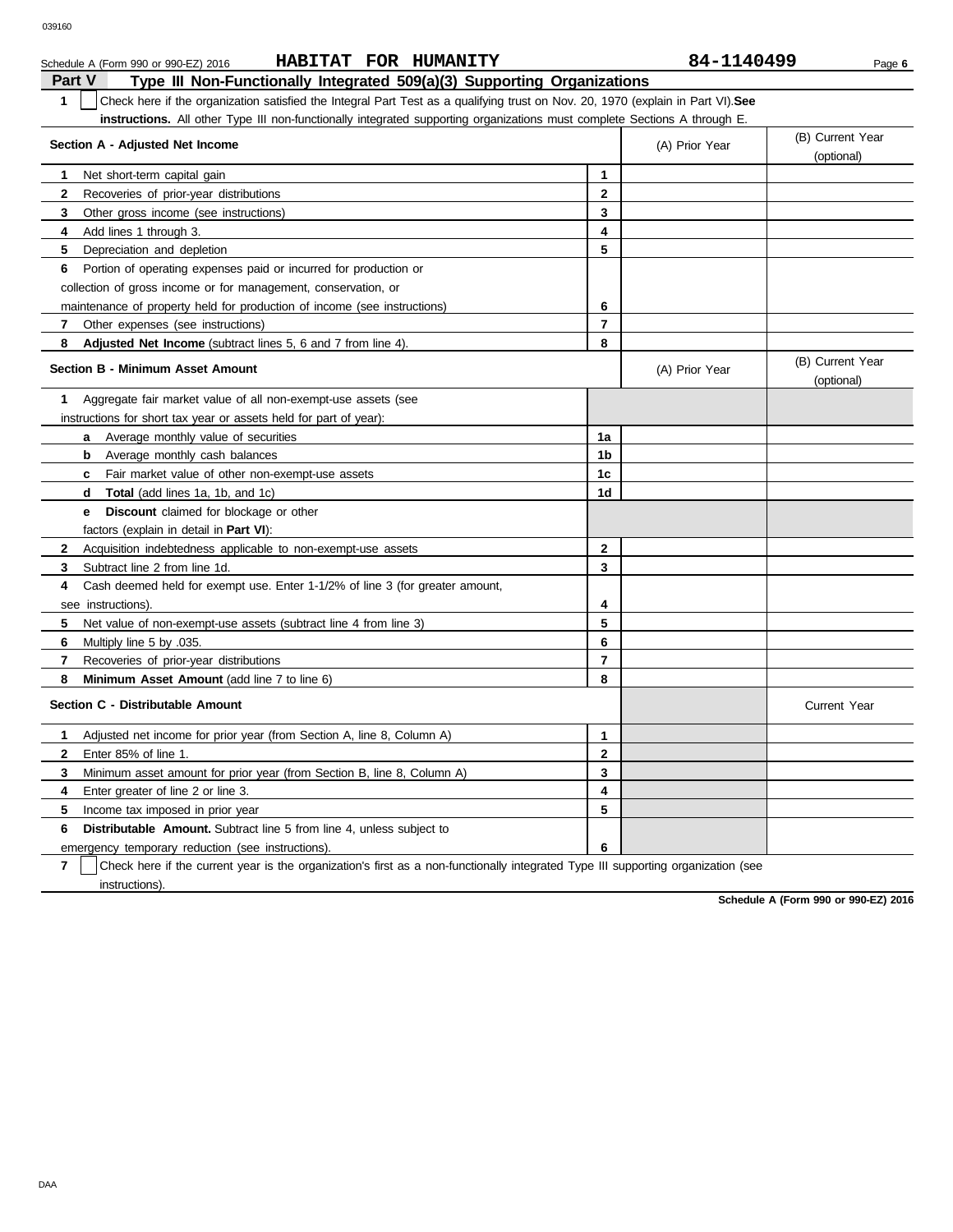Schedule A (Form 990 or 990-EZ) 2016 **HABITAT FOR HUMANITY** **84-1140499**

## Part V Type III Non-Functionally Integrated 509(a)(3) Supporting Organizations

**1** ☐ Check here if the organization satisfied the Integral Part Test as a qualifying trust on Nov. 20, 1970 (explain in Part VI). **See instructions.** All other Type III non-functionally integrated supporting organizations must complete Sections A through E.

| **Section A - Adjusted Net Income** | | (A) Prior Year | (B) Current Year (optional) |
|---|---|---|---|
| **1** Net short-term capital gain | **1** | | |
| **2** Recoveries of prior-year distributions | **2** | | |
| **3** Other gross income (see instructions) | **3** | | |
| **4** Add lines 1 through 3. | **4** | | |
| **5** Depreciation and depletion | **5** | | |
| **6** Portion of operating expenses paid or incurred for production or collection of gross income or for management, conservation, or maintenance of property held for production of income (see instructions) | **6** | | |
| **7** Other expenses (see instructions) | **7** | | |
| **8** **Adjusted Net Income** (subtract lines 5, 6 and 7 from line 4). | **8** | | |

| **Section B - Minimum Asset Amount** | | (A) Prior Year | (B) Current Year (optional) |
|---|---|---|---|
| **1** Aggregate fair market value of all non-exempt-use assets (see instructions for short tax year or assets held for part of year): | | | |
| **a** Average monthly value of securities | **1a** | | |
| **b** Average monthly cash balances | **1b** | | |
| **c** Fair market value of other non-exempt-use assets | **1c** | | |
| **d** **Total** (add lines 1a, 1b, and 1c) | **1d** | | |
| **e** **Discount** claimed for blockage or other factors (explain in detail in **Part VI**): | | | |
| **2** Acquisition indebtedness applicable to non-exempt-use assets | **2** | | |
| **3** Subtract line 2 from line 1d. | **3** | | |
| **4** Cash deemed held for exempt use. Enter 1-1/2% of line 3 (for greater amount, see instructions). | **4** | | |
| **5** Net value of non-exempt-use assets (subtract line 4 from line 3) | **5** | | |
| **6** Multiply line 5 by .035. | **6** | | |
| **7** Recoveries of prior-year distributions | **7** | | |
| **8** **Minimum Asset Amount** (add line 7 to line 6) | **8** | | |

| **Section C - Distributable Amount** | | | Current Year |
|---|---|---|---|
| **1** Adjusted net income for prior year (from Section A, line 8, Column A) | **1** | | |
| **2** Enter 85% of line 1. | **2** | | |
| **3** Minimum asset amount for prior year (from Section B, line 8, Column A) | **3** | | |
| **4** Enter greater of line 2 or line 3. | **4** | | |
| **5** Income tax imposed in prior year | **5** | | |
| **6** **Distributable Amount.** Subtract line 5 from line 4, unless subject to emergency temporary reduction (see instructions). | **6** | | |

**7** ☐ Check here if the current year is the organization's first as a non-functionally integrated Type III supporting organization (see instructions).

**Schedule A (Form 990 or 990-EZ) 2016**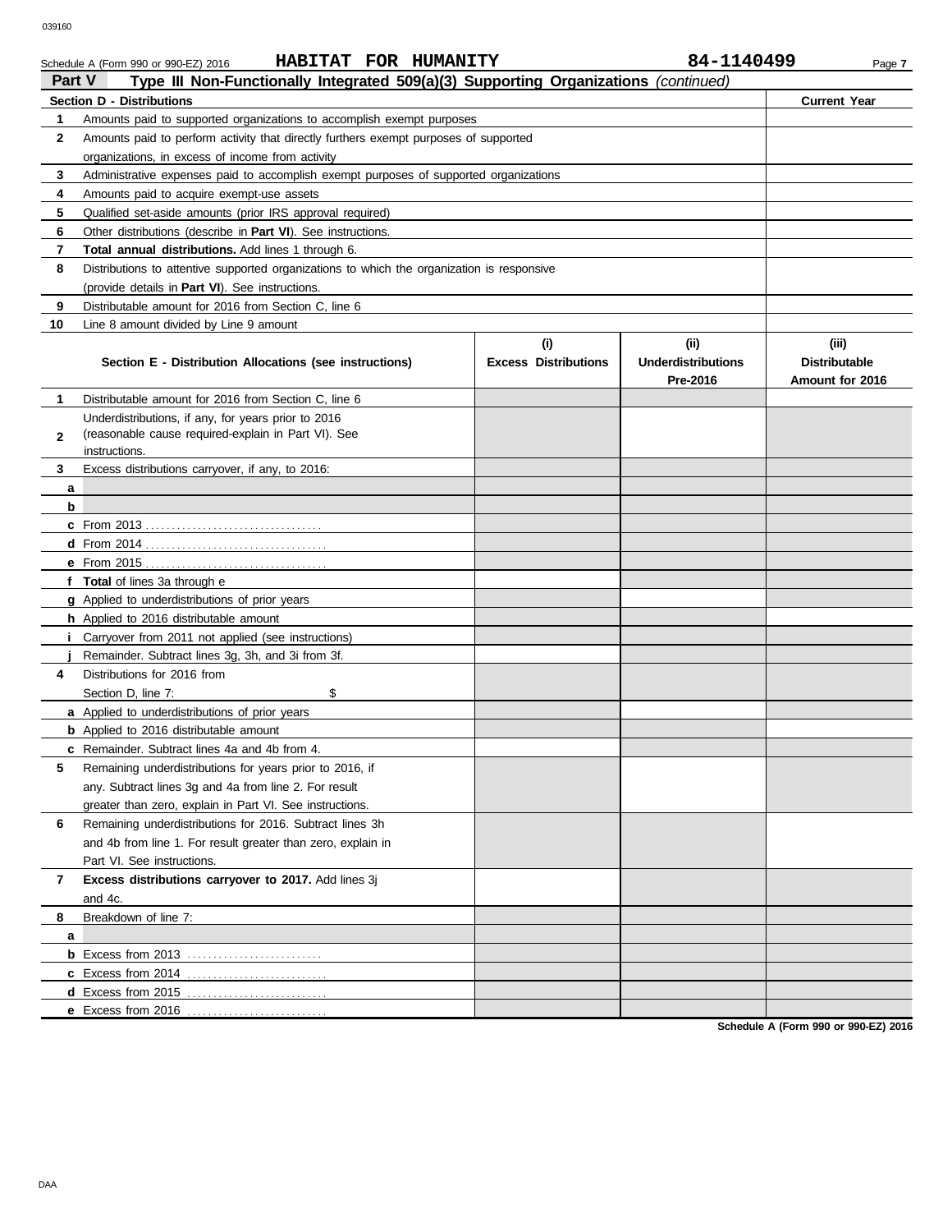Schedule A (Form 990 or 990-EZ) 2016 **HABITAT FOR HUMANITY** **84-1140499**

## Part V Type III Non-Functionally Integrated 509(a)(3) Supporting Organizations *(continued)*

| | Section D - Distributions | Current Year |
|---|---|---|
| 1 | Amounts paid to supported organizations to accomplish exempt purposes | |
| 2 | Amounts paid to perform activity that directly furthers exempt purposes of supported organizations, in excess of income from activity | |
| 3 | Administrative expenses paid to accomplish exempt purposes of supported organizations | |
| 4 | Amounts paid to acquire exempt-use assets | |
| 5 | Qualified set-aside amounts (prior IRS approval required) | |
| 6 | Other distributions (describe in **Part VI**). See instructions. | |
| 7 | **Total annual distributions.** Add lines 1 through 6. | |
| 8 | Distributions to attentive supported organizations to which the organization is responsive (provide details in **Part VI**). See instructions. | |
| 9 | Distributable amount for 2016 from Section C, line 6 | |
| 10 | Line 8 amount divided by Line 9 amount | |

| | Section E - Distribution Allocations (see instructions) | (i) Excess Distributions | (ii) Underdistributions Pre-2016 | (iii) Distributable Amount for 2016 |
|---|---|---|---|---|
| 1 | Distributable amount for 2016 from Section C, line 6 | | | |
| 2 | Underdistributions, if any, for years prior to 2016 (reasonable cause required-explain in Part VI). See instructions. | | | |
| 3 | Excess distributions carryover, if any, to 2016: | | | |
| a | | | | |
| b | | | | |
| c | From 2013 | | | |
| d | From 2014 | | | |
| e | From 2015 | | | |
| f | **Total** of lines 3a through e | | | |
| g | Applied to underdistributions of prior years | | | |
| h | Applied to 2016 distributable amount | | | |
| i | Carryover from 2011 not applied (see instructions) | | | |
| j | Remainder. Subtract lines 3g, 3h, and 3i from 3f. | | | |
| 4 | Distributions for 2016 from Section D, line 7: $ | | | |
| a | Applied to underdistributions of prior years | | | |
| b | Applied to 2016 distributable amount | | | |
| c | Remainder. Subtract lines 4a and 4b from 4. | | | |
| 5 | Remaining underdistributions for years prior to 2016, if any. Subtract lines 3g and 4a from line 2. For result greater than zero, explain in Part VI. See instructions. | | | |
| 6 | Remaining underdistributions for 2016. Subtract lines 3h and 4b from line 1. For result greater than zero, explain in Part VI. See instructions. | | | |
| 7 | **Excess distributions carryover to 2017.** Add lines 3j and 4c. | | | |
| 8 | Breakdown of line 7: | | | |
| a | | | | |
| b | Excess from 2013 | | | |
| c | Excess from 2014 | | | |
| d | Excess from 2015 | | | |
| e | Excess from 2016 | | | |

**Schedule A (Form 990 or 990-EZ) 2016**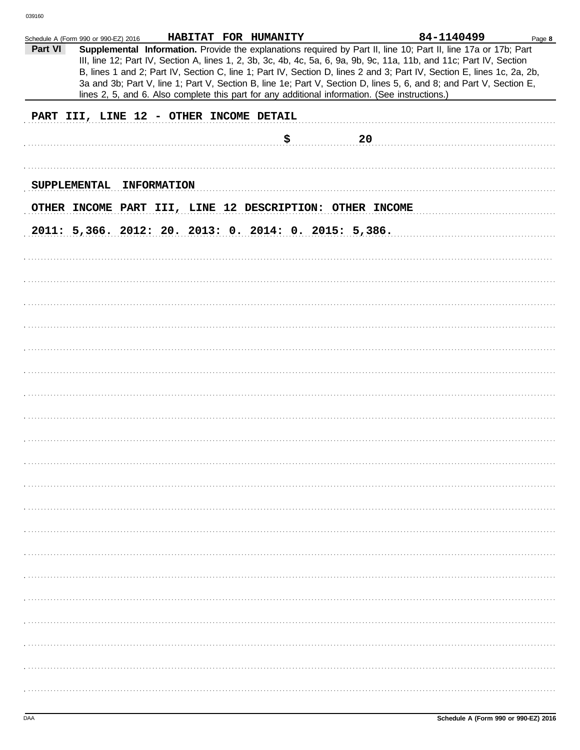Schedule A (Form 990 or 990-EZ) 2016 HABITAT FOR HUMANITY 84-1140499

**Part VI** **Supplemental Information.** Provide the explanations required by Part II, line 10; Part II, line 17a or 17b; Part III, line 12; Part IV, Section A, lines 1, 2, 3b, 3c, 4b, 4c, 5a, 6, 9a, 9b, 9c, 11a, 11b, and 11c; Part IV, Section B, lines 1 and 2; Part IV, Section C, line 1; Part IV, Section D, lines 2 and 3; Part IV, Section E, lines 1c, 2a, 2b, 3a and 3b; Part V, line 1; Part V, Section B, line 1e; Part V, Section D, lines 5, 6, and 8; and Part V, Section E, lines 2, 5, and 6. Also complete this part for any additional information. (See instructions.)

PART III, LINE 12 - OTHER INCOME DETAIL

$ 20

SUPPLEMENTAL INFORMATION

OTHER INCOME PART III, LINE 12 DESCRIPTION: OTHER INCOME

2011: 5,366. 2012: 20. 2013: 0. 2014: 0. 2015: 5,386.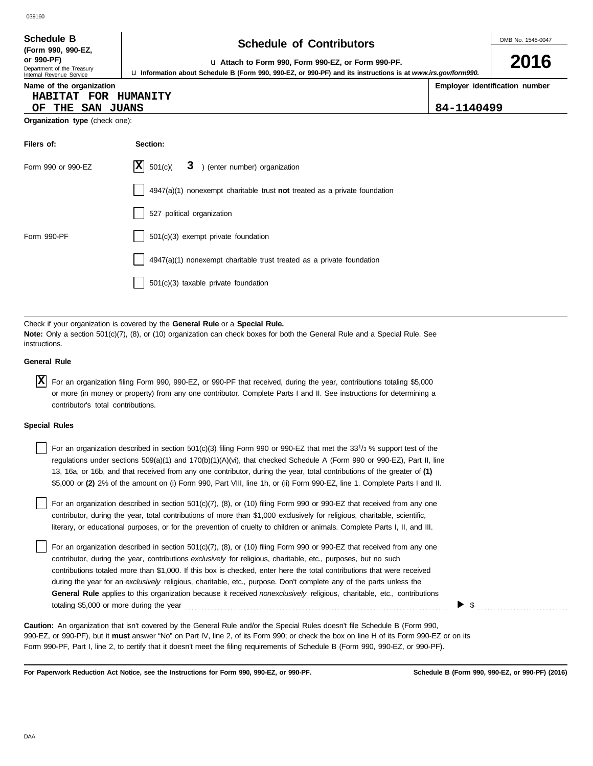039160

**Schedule B**
**(Form 990, 990-EZ, or 990-PF)**
Department of the Treasury
Internal Revenue Service

# Schedule of Contributors

u **Attach to Form 990, Form 990-EZ, or Form 990-PF.**

u **Information about Schedule B (Form 990, 990-EZ, or 990-PF) and its instructions is at *www.irs.gov/form990.***

OMB No. 1545-0047

**2016**

| Name of the organization | Employer identification number |
|---|---|
| HABITAT FOR HUMANITY OF THE SAN JUANS | 84-1140499 |

**Organization type** (check one):

| Filers of: | Section: |
|---|---|
| Form 990 or 990-EZ | [X] 501(c)( 3 ) (enter number) organization |
| | [ ] 4947(a)(1) nonexempt charitable trust **not** treated as a private foundation |
| | [ ] 527 political organization |
| Form 990-PF | [ ] 501(c)(3) exempt private foundation |
| | [ ] 4947(a)(1) nonexempt charitable trust treated as a private foundation |
| | [ ] 501(c)(3) taxable private foundation |

Check if your organization is covered by the **General Rule** or a **Special Rule.**
**Note:** Only a section 501(c)(7), (8), or (10) organization can check boxes for both the General Rule and a Special Rule. See instructions.

**General Rule**

[X] For an organization filing Form 990, 990-EZ, or 990-PF that received, during the year, contributions totaling $5,000 or more (in money or property) from any one contributor. Complete Parts I and II. See instructions for determining a contributor's total contributions.

**Special Rules**

[ ] For an organization described in section 501(c)(3) filing Form 990 or 990-EZ that met the 33 1/3 % support test of the regulations under sections 509(a)(1) and 170(b)(1)(A)(vi), that checked Schedule A (Form 990 or 990-EZ), Part II, line 13, 16a, or 16b, and that received from any one contributor, during the year, total contributions of the greater of **(1)** $5,000 or **(2)** 2% of the amount on (i) Form 990, Part VIII, line 1h, or (ii) Form 990-EZ, line 1. Complete Parts I and II.

[ ] For an organization described in section 501(c)(7), (8), or (10) filing Form 990 or 990-EZ that received from any one contributor, during the year, total contributions of more than $1,000 exclusively for religious, charitable, scientific, literary, or educational purposes, or for the prevention of cruelty to children or animals. Complete Parts I, II, and III.

[ ] For an organization described in section 501(c)(7), (8), or (10) filing Form 990 or 990-EZ that received from any one contributor, during the year, contributions *exclusively* for religious, charitable, etc., purposes, but no such contributions totaled more than $1,000. If this box is checked, enter here the total contributions that were received during the year for an *exclusively* religious, charitable, etc., purpose. Don't complete any of the parts unless the **General Rule** applies to this organization because it received *nonexclusively* religious, charitable, etc., contributions totaling $5,000 or more during the year . . . . . . . . . . ▶ $ . . . . . . . . . .

**Caution:** An organization that isn't covered by the General Rule and/or the Special Rules doesn't file Schedule B (Form 990, 990-EZ, or 990-PF), but it **must** answer "No" on Part IV, line 2, of its Form 990; or check the box on line H of its Form 990-EZ or on its Form 990-PF, Part I, line 2, to certify that it doesn't meet the filing requirements of Schedule B (Form 990, 990-EZ, or 990-PF).

**For Paperwork Reduction Act Notice, see the Instructions for Form 990, 990-EZ, or 990-PF.** **Schedule B (Form 990, 990-EZ, or 990-PF) (2016)**

DAA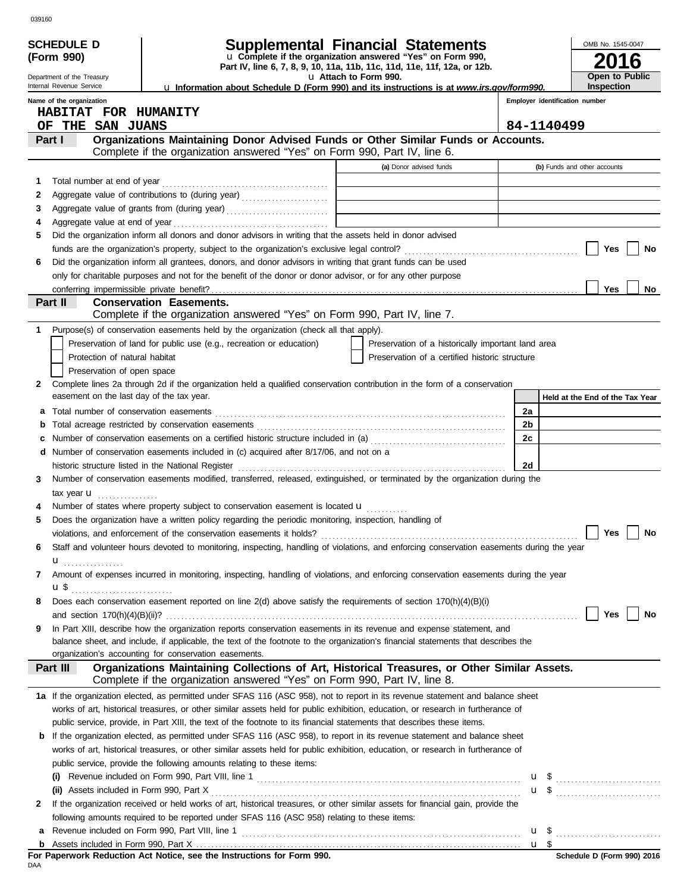039160

**SCHEDULE D (Form 990)**

Department of the Treasury
Internal Revenue Service

# Supplemental Financial Statements

u Complete if the organization answered "Yes" on Form 990, Part IV, line 6, 7, 8, 9, 10, 11a, 11b, 11c, 11d, 11e, 11f, 12a, or 12b.

u Attach to Form 990.

u Information about Schedule D (Form 990) and its instructions is at *www.irs.gov/form990.*

OMB No. 1545-0047

**2016**

**Open to Public Inspection**

Name of the organization: HABITAT FOR HUMANITY OF THE SAN JUANS

Employer identification number: 84-1140499

## Part I — Organizations Maintaining Donor Advised Funds or Other Similar Funds or Accounts.

Complete if the organization answered "Yes" on Form 990, Part IV, line 6.

| | | (a) Donor advised funds | (b) Funds and other accounts |
|---|---|---|---|
| 1 | Total number at end of year | | |
| 2 | Aggregate value of contributions to (during year) | | |
| 3 | Aggregate value of grants from (during year) | | |
| 4 | Aggregate value at end of year | | |

5 Did the organization inform all donors and donor advisors in writing that the assets held in donor advised funds are the organization's property, subject to the organization's exclusive legal control? ☐ Yes ☐ No

6 Did the organization inform all grantees, donors, and donor advisors in writing that grant funds can be used only for charitable purposes and not for the benefit of the donor or donor advisor, or for any other purpose conferring impermissible private benefit? ☐ Yes ☐ No

## Part II — Conservation Easements.

Complete if the organization answered "Yes" on Form 990, Part IV, line 7.

1 Purpose(s) of conservation easements held by the organization (check all that apply).

- ☐ Preservation of land for public use (e.g., recreation or education)
- ☐ Protection of natural habitat
- ☐ Preservation of open space
- ☐ Preservation of a historically important land area
- ☐ Preservation of a certified historic structure

2 Complete lines 2a through 2d if the organization held a qualified conservation contribution in the form of a conservation easement on the last day of the tax year.

| | | | Held at the End of the Tax Year |
|---|---|---|---|
| a | Total number of conservation easements | 2a | |
| b | Total acreage restricted by conservation easements | 2b | |
| c | Number of conservation easements on a certified historic structure included in (a) | 2c | |
| d | Number of conservation easements included in (c) acquired after 8/17/06, and not on a historic structure listed in the National Register | 2d | |

3 Number of conservation easements modified, transferred, released, extinguished, or terminated by the organization during the tax year u

4 Number of states where property subject to conservation easement is located u

5 Does the organization have a written policy regarding the periodic monitoring, inspection, handling of violations, and enforcement of the conservation easements it holds? ☐ Yes ☐ No

6 Staff and volunteer hours devoted to monitoring, inspecting, handling of violations, and enforcing conservation easements during the year u

7 Amount of expenses incurred in monitoring, inspecting, handling of violations, and enforcing conservation easements during the year u $

8 Does each conservation easement reported on line 2(d) above satisfy the requirements of section 170(h)(4)(B)(i) and section 170(h)(4)(B)(ii)? ☐ Yes ☐ No

9 In Part XIII, describe how the organization reports conservation easements in its revenue and expense statement, and balance sheet, and include, if applicable, the text of the footnote to the organization's financial statements that describes the organization's accounting for conservation easements.

## Part III — Organizations Maintaining Collections of Art, Historical Treasures, or Other Similar Assets.

Complete if the organization answered "Yes" on Form 990, Part IV, line 8.

1a If the organization elected, as permitted under SFAS 116 (ASC 958), not to report in its revenue statement and balance sheet works of art, historical treasures, or other similar assets held for public exhibition, education, or research in furtherance of public service, provide, in Part XIII, the text of the footnote to its financial statements that describes these items.

b If the organization elected, as permitted under SFAS 116 (ASC 958), to report in its revenue statement and balance sheet works of art, historical treasures, or other similar assets held for public exhibition, education, or research in furtherance of public service, provide the following amounts relating to these items:

(i) Revenue included on Form 990, Part VIII, line 1 u $

(ii) Assets included in Form 990, Part X u $

2 If the organization received or held works of art, historical treasures, or other similar assets for financial gain, provide the following amounts required to be reported under SFAS 116 (ASC 958) relating to these items:

a Revenue included on Form 990, Part VIII, line 1 u $

b Assets included in Form 990, Part X u $

**For Paperwork Reduction Act Notice, see the Instructions for Form 990.**

DAA

**Schedule D (Form 990) 2016**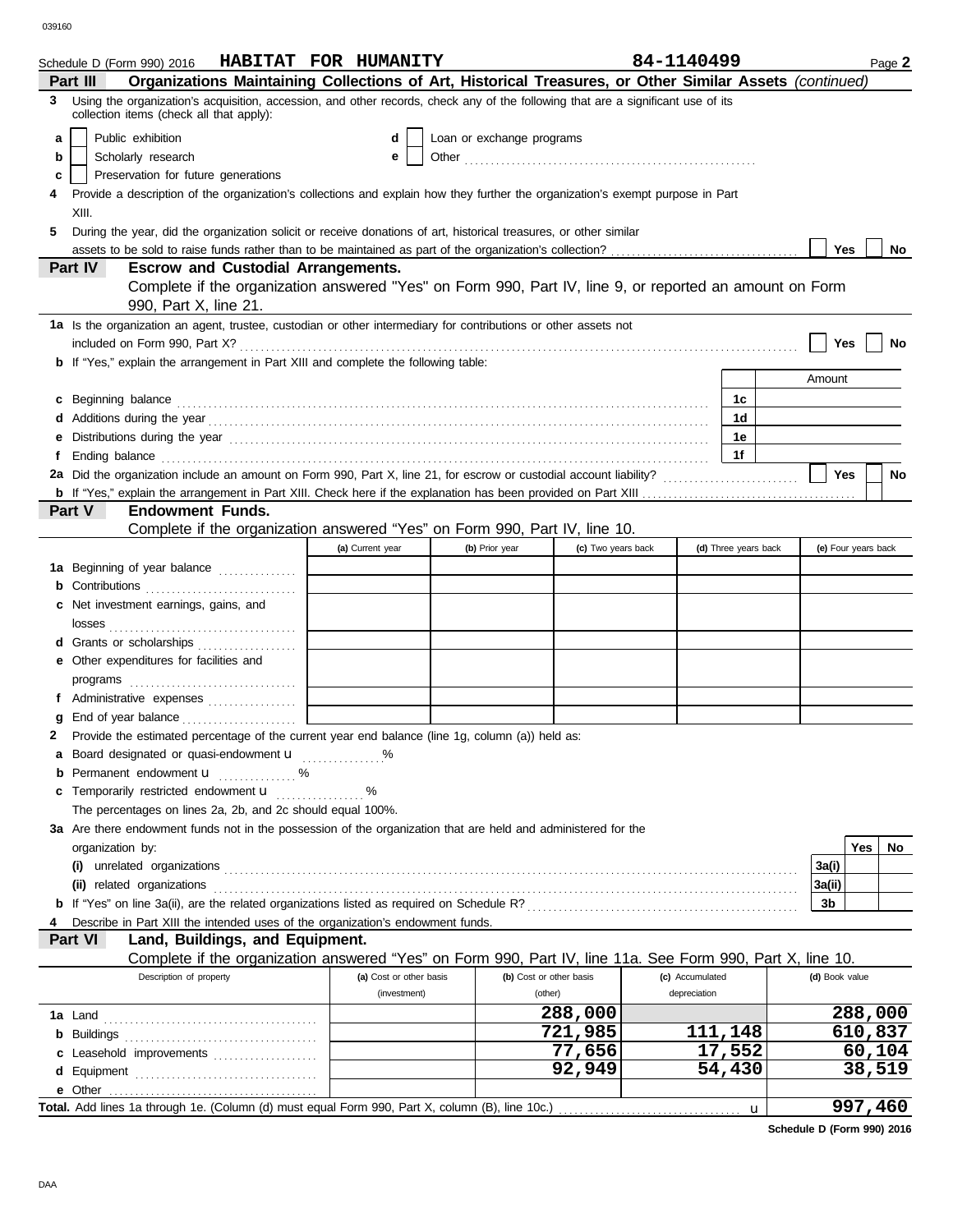Schedule D (Form 990) 2016 **HABITAT FOR HUMANITY** **84-1140499** Page **2**

**Part III** **Organizations Maintaining Collections of Art, Historical Treasures, or Other Similar Assets** *(continued)*

**3** Using the organization's acquisition, accession, and other records, check any of the following that are a significant use of its collection items (check all that apply):

- **a** ☐ Public exhibition
- **b** ☐ Scholarly research
- **c** ☐ Preservation for future generations
- **d** ☐ Loan or exchange programs
- **e** ☐ Other

**4** Provide a description of the organization's collections and explain how they further the organization's exempt purpose in Part XIII.

**5** During the year, did the organization solicit or receive donations of art, historical treasures, or other similar assets to be sold to raise funds rather than to be maintained as part of the organization's collection? ☐ Yes ☐ No

**Part IV** **Escrow and Custodial Arrangements.**

Complete if the organization answered "Yes" on Form 990, Part IV, line 9, or reported an amount on Form 990, Part X, line 21.

**1a** Is the organization an agent, trustee, custodian or other intermediary for contributions or other assets not included on Form 990, Part X? ☐ Yes ☐ No

**b** If "Yes," explain the arrangement in Part XIII and complete the following table:

| | | | Amount |
|---|---|---|---|
| **c** | Beginning balance | 1c | |
| **d** | Additions during the year | 1d | |
| **e** | Distributions during the year | 1e | |
| **f** | Ending balance | 1f | |

**2a** Did the organization include an amount on Form 990, Part X, line 21, for escrow or custodial account liability? ☐ Yes ☐ No

**b** If "Yes," explain the arrangement in Part XIII. Check here if the explanation has been provided on Part XIII ☐

**Part V** **Endowment Funds.**

Complete if the organization answered "Yes" on Form 990, Part IV, line 10.

| | (a) Current year | (b) Prior year | (c) Two years back | (d) Three years back | (e) Four years back |
|---|---|---|---|---|---|
| **1a** Beginning of year balance | | | | | |
| **b** Contributions | | | | | |
| **c** Net investment earnings, gains, and losses | | | | | |
| **d** Grants or scholarships | | | | | |
| **e** Other expenditures for facilities and programs | | | | | |
| **f** Administrative expenses | | | | | |
| **g** End of year balance | | | | | |

**2** Provide the estimated percentage of the current year end balance (line 1g, column (a)) held as:

- **a** Board designated or quasi-endowment u ............%
- **b** Permanent endowment u ............%
- **c** Temporarily restricted endowment u ............%

The percentages on lines 2a, 2b, and 2c should equal 100%.

**3a** Are there endowment funds not in the possession of the organization that are held and administered for the organization by:

| | | Yes | No |
|---|---|---|---|
| **(i)** unrelated organizations | 3a(i) | | |
| **(ii)** related organizations | 3a(ii) | | |
| **b** If "Yes" on line 3a(ii), are the related organizations listed as required on Schedule R? | 3b | | |

**4** Describe in Part XIII the intended uses of the organization's endowment funds.

**Part VI** **Land, Buildings, and Equipment.**

Complete if the organization answered "Yes" on Form 990, Part IV, line 11a. See Form 990, Part X, line 10.

| Description of property | (a) Cost or other basis (investment) | (b) Cost or other basis (other) | (c) Accumulated depreciation | (d) Book value |
|---|---|---|---|---|
| **1a** Land | | 288,000 | | 288,000 |
| **b** Buildings | | 721,985 | 111,148 | 610,837 |
| **c** Leasehold improvements | | 77,656 | 17,552 | 60,104 |
| **d** Equipment | | 92,949 | 54,430 | 38,519 |
| **e** Other | | | | |
| **Total.** Add lines 1a through 1e. (Column (d) must equal Form 990, Part X, column (B), line 10c.) u | | | | 997,460 |

**Schedule D (Form 990) 2016**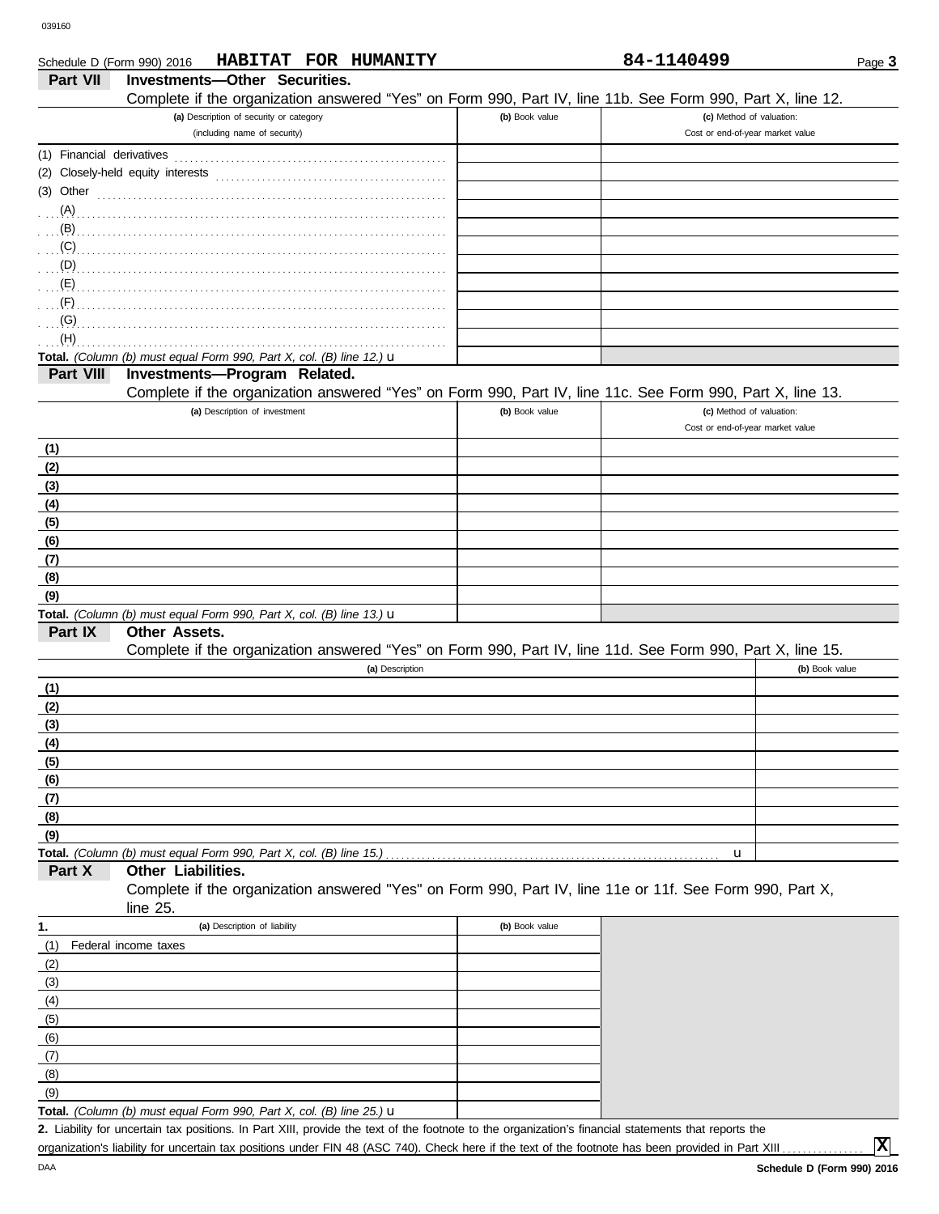Schedule D (Form 990) 2016 **HABITAT FOR HUMANITY** **84-1140499**

## Part VII Investments—Other Securities.

Complete if the organization answered "Yes" on Form 990, Part IV, line 11b. See Form 990, Part X, line 12.

| (a) Description of security or category (including name of security) | (b) Book value | (c) Method of valuation: Cost or end-of-year market value |
|---|---|---|
| (1) Financial derivatives | | |
| (2) Closely-held equity interests | | |
| (3) Other | | |
| (A) | | |
| (B) | | |
| (C) | | |
| (D) | | |
| (E) | | |
| (F) | | |
| (G) | | |
| (H) | | |
| **Total.** *(Column (b) must equal Form 990, Part X, col. (B) line 12.)* u | | |

## Part VIII Investments—Program Related.

Complete if the organization answered "Yes" on Form 990, Part IV, line 11c. See Form 990, Part X, line 13.

| (a) Description of investment | (b) Book value | (c) Method of valuation: Cost or end-of-year market value |
|---|---|---|
| (1) | | |
| (2) | | |
| (3) | | |
| (4) | | |
| (5) | | |
| (6) | | |
| (7) | | |
| (8) | | |
| (9) | | |
| **Total.** *(Column (b) must equal Form 990, Part X, col. (B) line 13.)* u | | |

## Part IX Other Assets.

Complete if the organization answered "Yes" on Form 990, Part IV, line 11d. See Form 990, Part X, line 15.

| (a) Description | (b) Book value |
|---|---|
| (1) | |
| (2) | |
| (3) | |
| (4) | |
| (5) | |
| (6) | |
| (7) | |
| (8) | |
| (9) | |
| **Total.** *(Column (b) must equal Form 990, Part X, col. (B) line 15.)* u | |

## Part X Other Liabilities.

Complete if the organization answered "Yes" on Form 990, Part IV, line 11e or 11f. See Form 990, Part X, line 25.

| 1. (a) Description of liability | (b) Book value |
|---|---|
| (1) Federal income taxes | |
| (2) | |
| (3) | |
| (4) | |
| (5) | |
| (6) | |
| (7) | |
| (8) | |
| (9) | |
| **Total.** *(Column (b) must equal Form 990, Part X, col. (B) line 25.)* u | |

**2.** Liability for uncertain tax positions. In Part XIII, provide the text of the footnote to the organization's financial statements that reports the organization's liability for uncertain tax positions under FIN 48 (ASC 740). Check here if the text of the footnote has been provided in Part XIII ☒

Schedule D (Form 990) 2016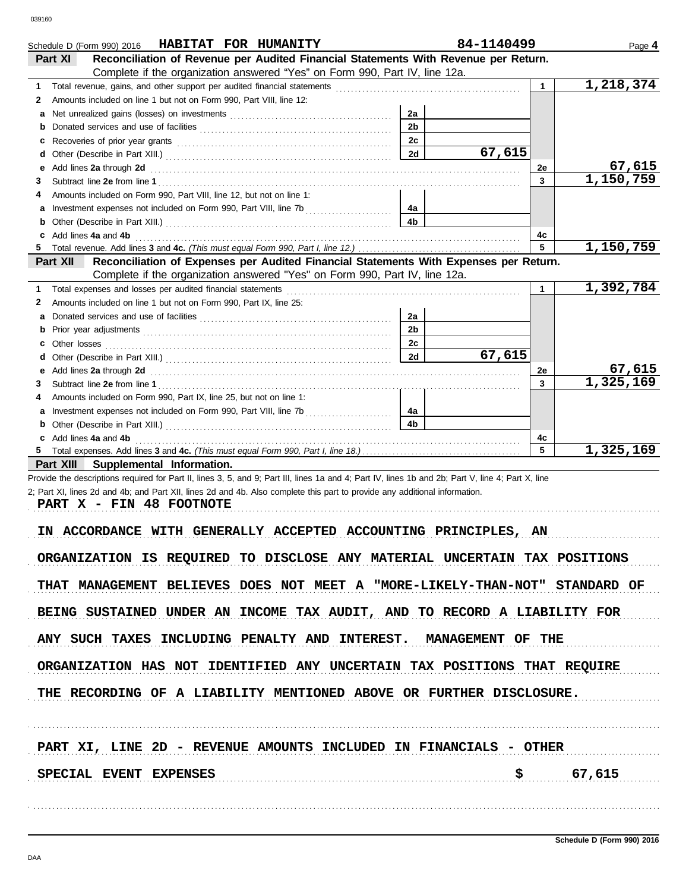Schedule D (Form 990) 2016 **HABITAT FOR HUMANITY** **84-1140499** Page **4**

## Part XI Reconciliation of Revenue per Audited Financial Statements With Revenue per Return.

Complete if the organization answered "Yes" on Form 990, Part IV, line 12a.

| | | | | | |
|---|---|---|---|---|---|
| 1 | Total revenue, gains, and other support per audited financial statements | | | 1 | 1,218,374 |
| 2 | Amounts included on line 1 but not on Form 990, Part VIII, line 12: | | | | |
| a | Net unrealized gains (losses) on investments | 2a | | | |
| b | Donated services and use of facilities | 2b | | | |
| c | Recoveries of prior year grants | 2c | | | |
| d | Other (Describe in Part XIII.) | 2d | 67,615 | | |
| e | Add lines **2a** through **2d** | | | 2e | 67,615 |
| 3 | Subtract line **2e** from line **1** | | | 3 | 1,150,759 |
| 4 | Amounts included on Form 990, Part VIII, line 12, but not on line 1: | | | | |
| a | Investment expenses not included on Form 990, Part VIII, line 7b | 4a | | | |
| b | Other (Describe in Part XIII.) | 4b | | | |
| c | Add lines **4a** and **4b** | | | 4c | |
| 5 | Total revenue. Add lines **3** and **4c.** *(This must equal Form 990, Part I, line 12.)* | | | 5 | 1,150,759 |

## Part XII Reconciliation of Expenses per Audited Financial Statements With Expenses per Return.

Complete if the organization answered "Yes" on Form 990, Part IV, line 12a.

| | | | | | |
|---|---|---|---|---|---|
| 1 | Total expenses and losses per audited financial statements | | | 1 | 1,392,784 |
| 2 | Amounts included on line 1 but not on Form 990, Part IX, line 25: | | | | |
| a | Donated services and use of facilities | 2a | | | |
| b | Prior year adjustments | 2b | | | |
| c | Other losses | 2c | | | |
| d | Other (Describe in Part XIII.) | 2d | 67,615 | | |
| e | Add lines **2a** through **2d** | | | 2e | 67,615 |
| 3 | Subtract line **2e** from line **1** | | | 3 | 1,325,169 |
| 4 | Amounts included on Form 990, Part IX, line 25, but not on line 1: | | | | |
| a | Investment expenses not included on Form 990, Part VIII, line 7b | 4a | | | |
| b | Other (Describe in Part XIII.) | 4b | | | |
| c | Add lines **4a** and **4b** | | | 4c | |
| 5 | Total expenses. Add lines **3** and **4c.** *(This must equal Form 990, Part I, line 18.)* | | | 5 | 1,325,169 |

## Part XIII Supplemental Information.

Provide the descriptions required for Part II, lines 3, 5, and 9; Part III, lines 1a and 4; Part IV, lines 1b and 2b; Part V, line 4; Part X, line 2; Part XI, lines 2d and 4b; and Part XII, lines 2d and 4b. Also complete this part to provide any additional information.

PART X - FIN 48 FOOTNOTE

IN ACCORDANCE WITH GENERALLY ACCEPTED ACCOUNTING PRINCIPLES, AN ORGANIZATION IS REQUIRED TO DISCLOSE ANY MATERIAL UNCERTAIN TAX POSITIONS THAT MANAGEMENT BELIEVES DOES NOT MEET A "MORE-LIKELY-THAN-NOT" STANDARD OF BEING SUSTAINED UNDER AN INCOME TAX AUDIT, AND TO RECORD A LIABILITY FOR ANY SUCH TAXES INCLUDING PENALTY AND INTEREST. MANAGEMENT OF THE ORGANIZATION HAS NOT IDENTIFIED ANY UNCERTAIN TAX POSITIONS THAT REQUIRE THE RECORDING OF A LIABILITY MENTIONED ABOVE OR FURTHER DISCLOSURE.

PART XI, LINE 2D - REVENUE AMOUNTS INCLUDED IN FINANCIALS - OTHER

SPECIAL EVENT EXPENSES $ 67,615

Schedule D (Form 990) 2016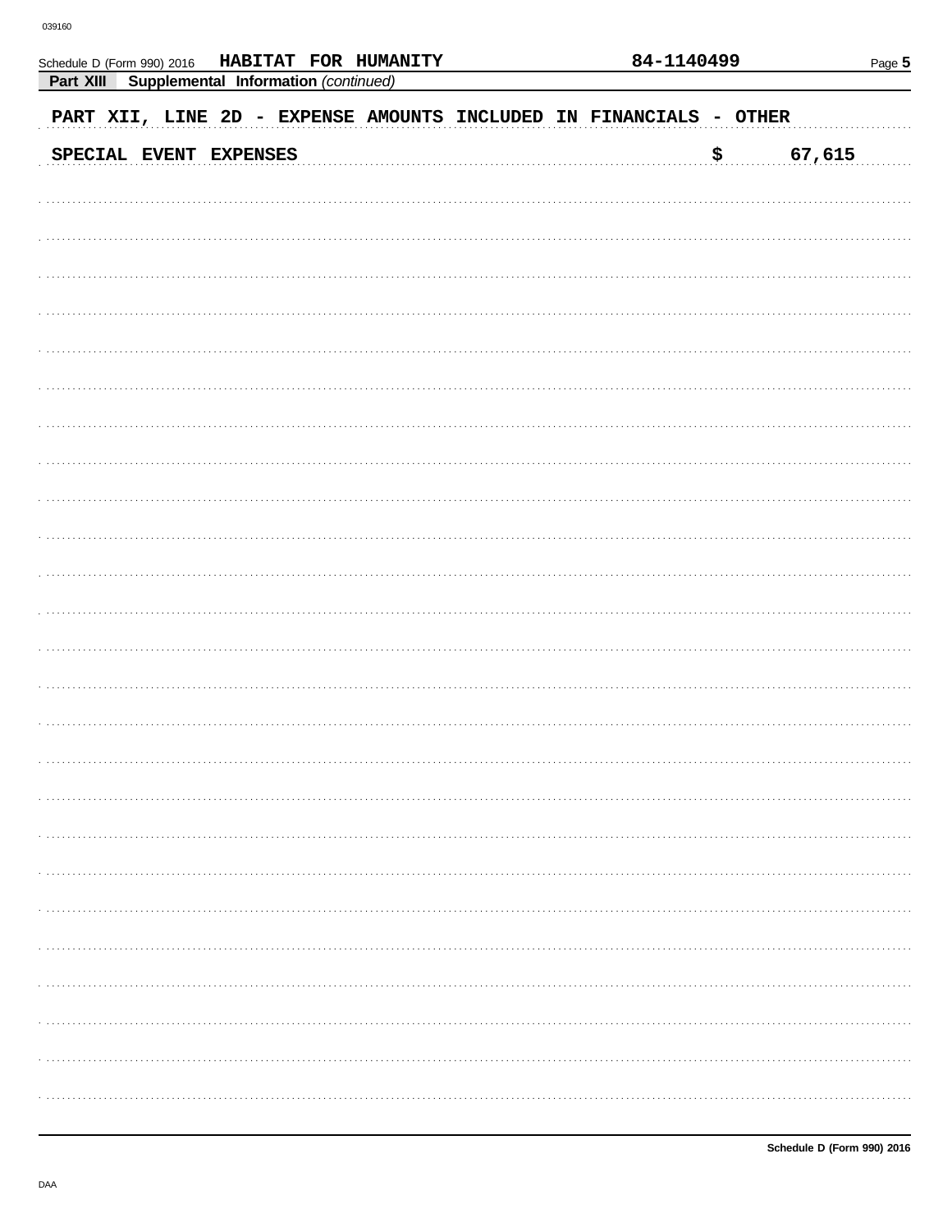Schedule D (Form 990) 2016 **HABITAT FOR HUMANITY** **84-1140499**

**Part XIII Supplemental Information** *(continued)*

PART XII, LINE 2D - EXPENSE AMOUNTS INCLUDED IN FINANCIALS - OTHER

| | |
|---|---|
| SPECIAL EVENT EXPENSES | $ 67,615 |

**Schedule D (Form 990) 2016**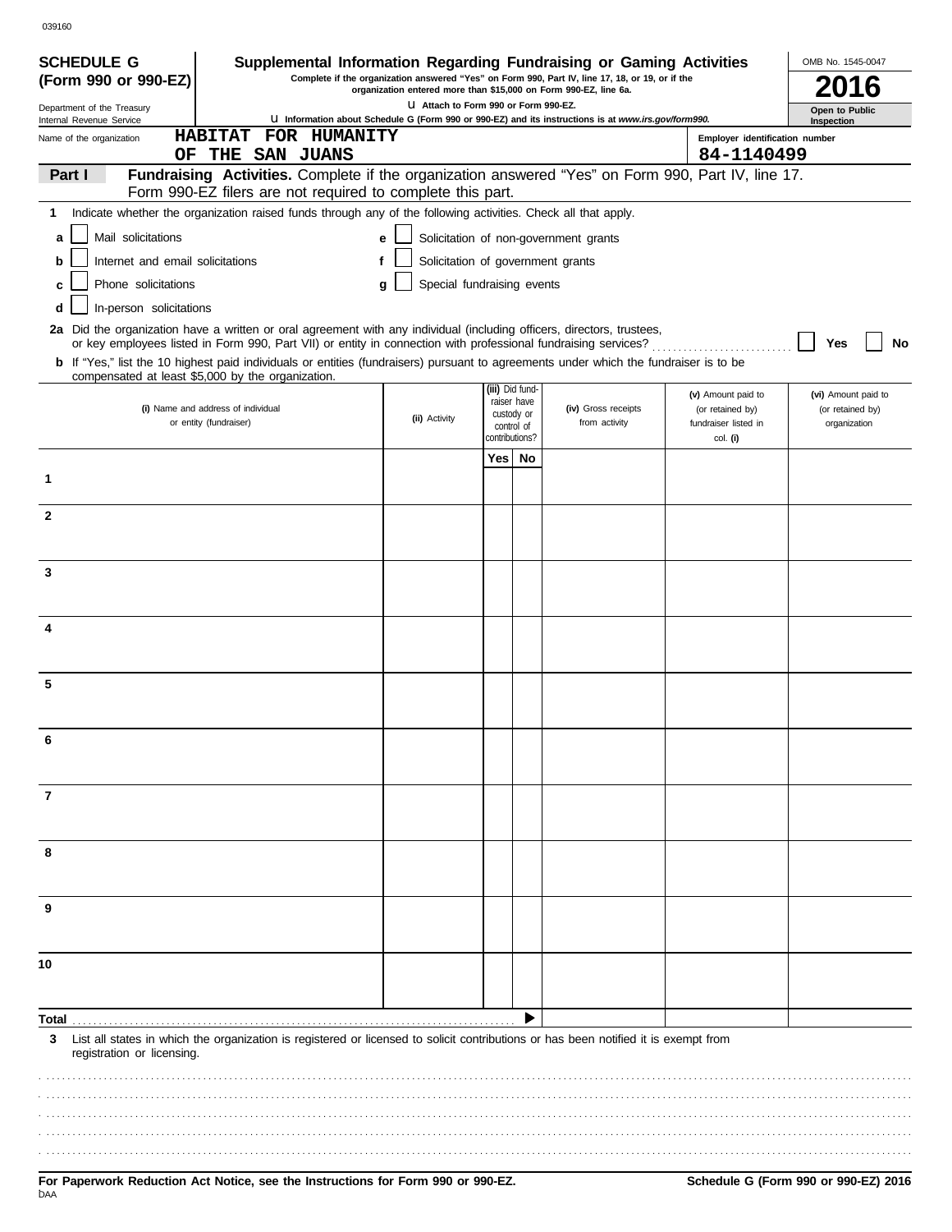039160

**SCHEDULE G**
**(Form 990 or 990-EZ)**

Department of the Treasury
Internal Revenue Service

# Supplemental Information Regarding Fundraising or Gaming Activities

**Complete if the organization answered "Yes" on Form 990, Part IV, line 17, 18, or 19, or if the organization entered more than $15,000 on Form 990-EZ, line 6a.**

**u Attach to Form 990 or Form 990-EZ.**

**u Information about Schedule G (Form 990 or 990-EZ) and its instructions is at *www.irs.gov/form990.***

OMB No. 1545-0047

**2016**

**Open to Public Inspection**

Name of the organization: **HABITAT FOR HUMANITY OF THE SAN JUANS**

Employer identification number: **84-1140499**

## Part I — Fundraising Activities.
Complete if the organization answered "Yes" on Form 990, Part IV, line 17. Form 990-EZ filers are not required to complete this part.

**1** Indicate whether the organization raised funds through any of the following activities. Check all that apply.

- **a** ☐ Mail solicitations
- **b** ☐ Internet and email solicitations
- **c** ☐ Phone solicitations
- **d** ☐ In-person solicitations
- **e** ☐ Solicitation of non-government grants
- **f** ☐ Solicitation of government grants
- **g** ☐ Special fundraising events

**2a** Did the organization have a written or oral agreement with any individual (including officers, directors, trustees, or key employees listed in Form 990, Part VII) or entity in connection with professional fundraising services? ☐ Yes ☐ No

**b** If "Yes," list the 10 highest paid individuals or entities (fundraisers) pursuant to agreements under which the fundraiser is to be compensated at least $5,000 by the organization.

| | (i) Name and address of individual or entity (fundraiser) | (ii) Activity | (iii) Did fund-raiser have custody or control of contributions? Yes | No | (iv) Gross receipts from activity | (v) Amount paid to (or retained by) fundraiser listed in col. (i) | (vi) Amount paid to (or retained by) organization |
|---|---|---|---|---|---|---|---|
| 1 | | | | | | | |
| 2 | | | | | | | |
| 3 | | | | | | | |
| 4 | | | | | | | |
| 5 | | | | | | | |
| 6 | | | | | | | |
| 7 | | | | | | | |
| 8 | | | | | | | |
| 9 | | | | | | | |
| 10 | | | | | | | |
| **Total** | | | | ▶ | | | |

**3** List all states in which the organization is registered or licensed to solicit contributions or has been notified it is exempt from registration or licensing.

**For Paperwork Reduction Act Notice, see the Instructions for Form 990 or 990-EZ.**

**Schedule G (Form 990 or 990-EZ) 2016**

DAA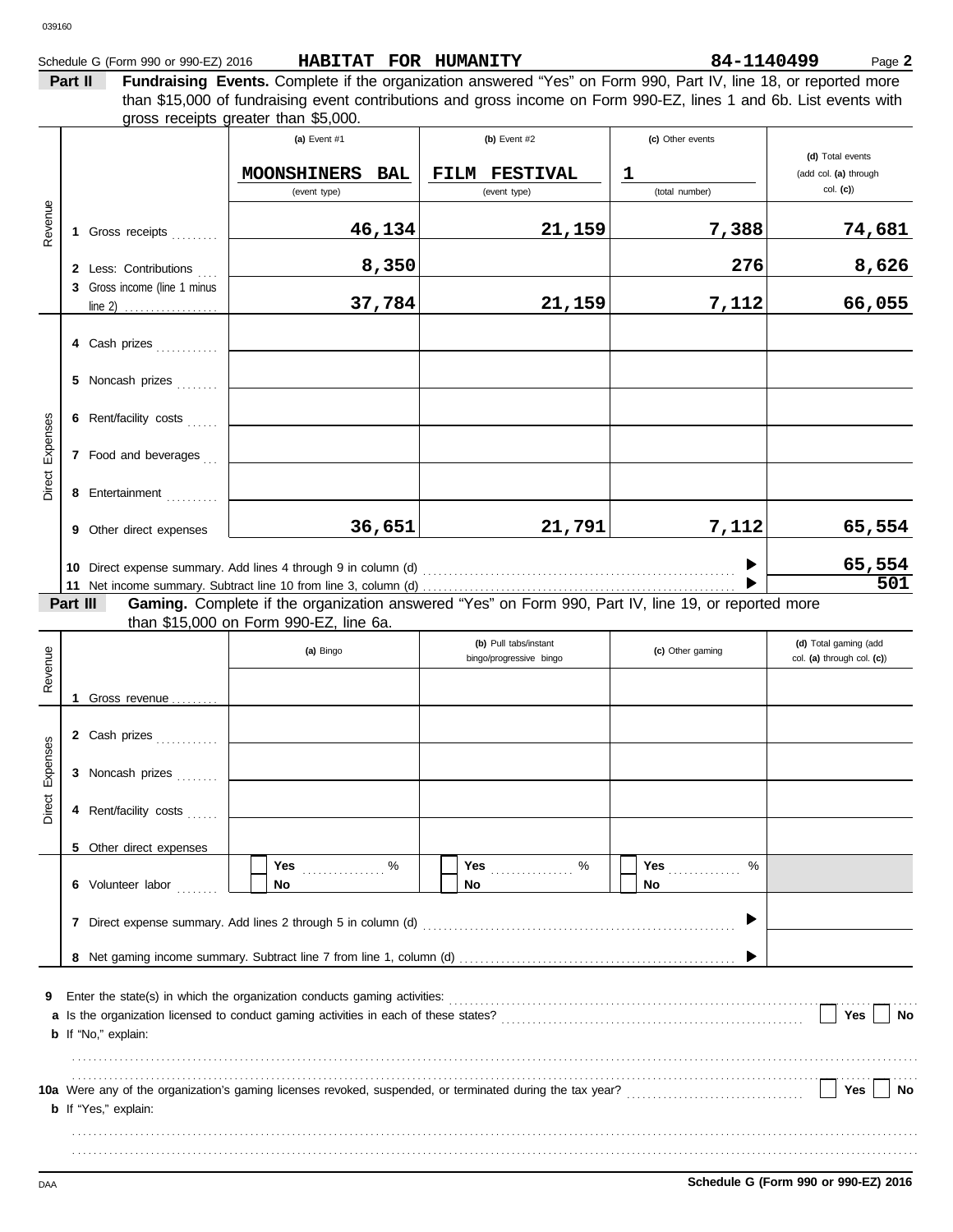039160

Schedule G (Form 990 or 990-EZ) 2016 **HABITAT FOR HUMANITY** **84-1140499** Page **2**

**Part II** **Fundraising Events.** Complete if the organization answered "Yes" on Form 990, Part IV, line 18, or reported more than $15,000 of fundraising event contributions and gross income on Form 990-EZ, lines 1 and 6b. List events with gross receipts greater than $5,000.

| | | (a) Event #1 | (b) Event #2 | (c) Other events | (d) Total events (add col. (a) through col. (c)) |
|---|---|---|---|---|---|
| | | MOONSHINERS BAL (event type) | FILM FESTIVAL (event type) | 1 (total number) | |
| Revenue | 1 Gross receipts | 46,134 | 21,159 | 7,388 | 74,681 |
| | 2 Less: Contributions | 8,350 | | 276 | 8,626 |
| | 3 Gross income (line 1 minus line 2) | 37,784 | 21,159 | 7,112 | 66,055 |
| Direct Expenses | 4 Cash prizes | | | | |
| | 5 Noncash prizes | | | | |
| | 6 Rent/facility costs | | | | |
| | 7 Food and beverages | | | | |
| | 8 Entertainment | | | | |
| | 9 Other direct expenses | 36,651 | 21,791 | 7,112 | 65,554 |

10 Direct expense summary. Add lines 4 through 9 in column (d) ▶ **65,554**

11 Net income summary. Subtract line 10 from line 3, column (d) ▶ **501**

**Part III** **Gaming.** Complete if the organization answered "Yes" on Form 990, Part IV, line 19, or reported more than $15,000 on Form 990-EZ, line 6a.

| | | (a) Bingo | (b) Pull tabs/instant bingo/progressive bingo | (c) Other gaming | (d) Total gaming (add col. (a) through col. (c)) |
|---|---|---|---|---|---|
| Revenue | 1 Gross revenue | | | | |
| Direct Expenses | 2 Cash prizes | | | | |
| | 3 Noncash prizes | | | | |
| | 4 Rent/facility costs | | | | |
| | 5 Other direct expenses | | | | |
| | 6 Volunteer labor | Yes ____ % No | Yes ____ % No | Yes ____ % No | |

7 Direct expense summary. Add lines 2 through 5 in column (d) ▶

8 Net gaming income summary. Subtract line 7 from line 1, column (d) ▶

9 Enter the state(s) in which the organization conducts gaming activities:

a Is the organization licensed to conduct gaming activities in each of these states? Yes No

b If "No," explain:

10a Were any of the organization's gaming licenses revoked, suspended, or terminated during the tax year? Yes No

b If "Yes," explain:

DAA **Schedule G (Form 990 or 990-EZ) 2016**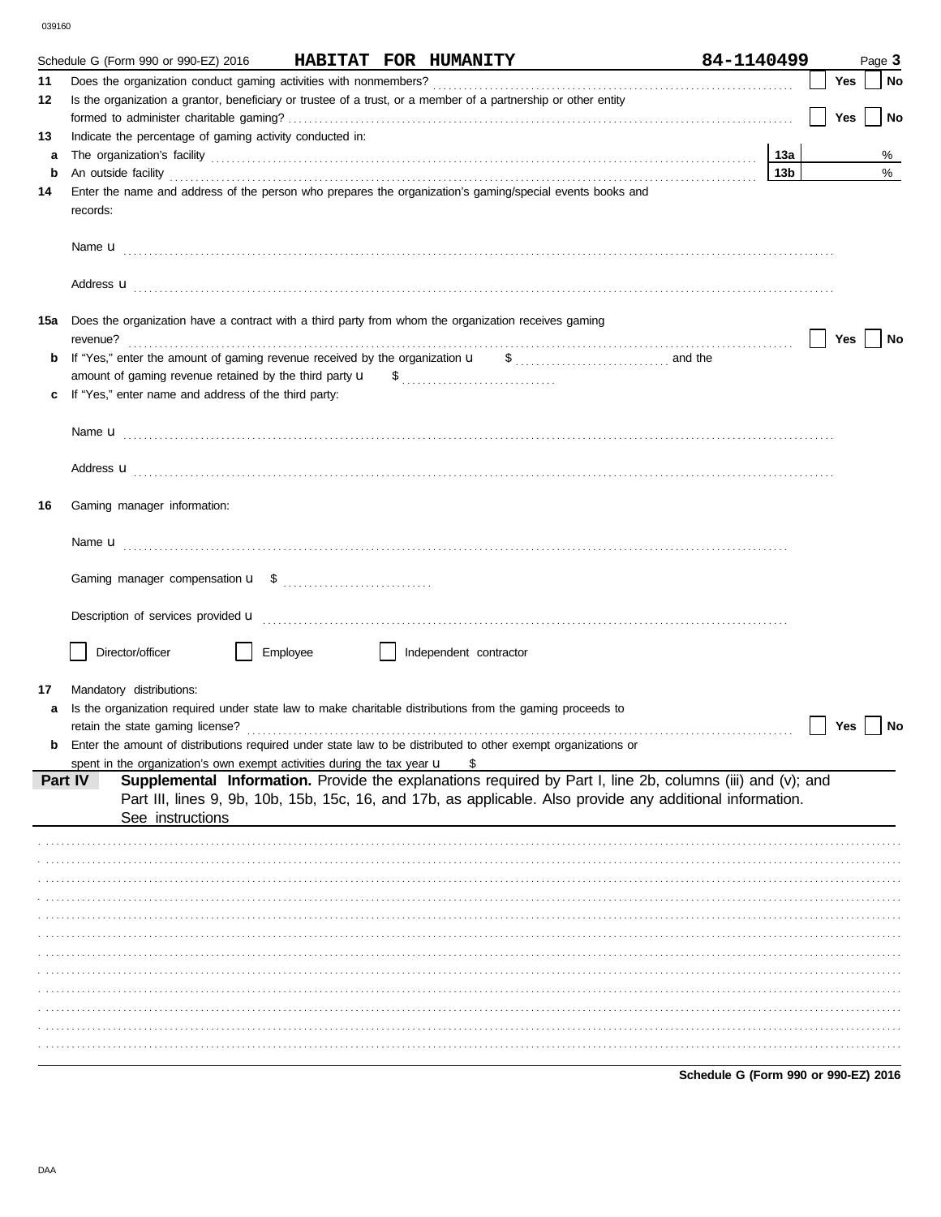Schedule G (Form 990 or 990-EZ) 2016 **HABITAT FOR HUMANITY** **84-1140499**

**11** Does the organization conduct gaming activities with nonmembers? ☐ Yes ☐ No

**12** Is the organization a grantor, beneficiary or trustee of a trust, or a member of a partnership or other entity formed to administer charitable gaming? ☐ Yes ☐ No

**13** Indicate the percentage of gaming activity conducted in:

**a** The organization's facility ... **13a** %

**b** An outside facility ... **13b** %

**14** Enter the name and address of the person who prepares the organization's gaming/special events books and records:

Name u

Address u

**15a** Does the organization have a contract with a third party from whom the organization receives gaming revenue? ☐ Yes ☐ No

**b** If "Yes," enter the amount of gaming revenue received by the organization u $ and the amount of gaming revenue retained by the third party u $

**c** If "Yes," enter name and address of the third party:

Name u

Address u

**16** Gaming manager information:

Name u

Gaming manager compensation u $

Description of services provided u

☐ Director/officer ☐ Employee ☐ Independent contractor

**17** Mandatory distributions:

**a** Is the organization required under state law to make charitable distributions from the gaming proceeds to retain the state gaming license? ☐ Yes ☐ No

**b** Enter the amount of distributions required under state law to be distributed to other exempt organizations or spent in the organization's own exempt activities during the tax year u $

**Part IV** **Supplemental Information.** Provide the explanations required by Part I, line 2b, columns (iii) and (v); and Part III, lines 9, 9b, 10b, 15b, 15c, 16, and 17b, as applicable. Also provide any additional information. See instructions

**Schedule G (Form 990 or 990-EZ) 2016**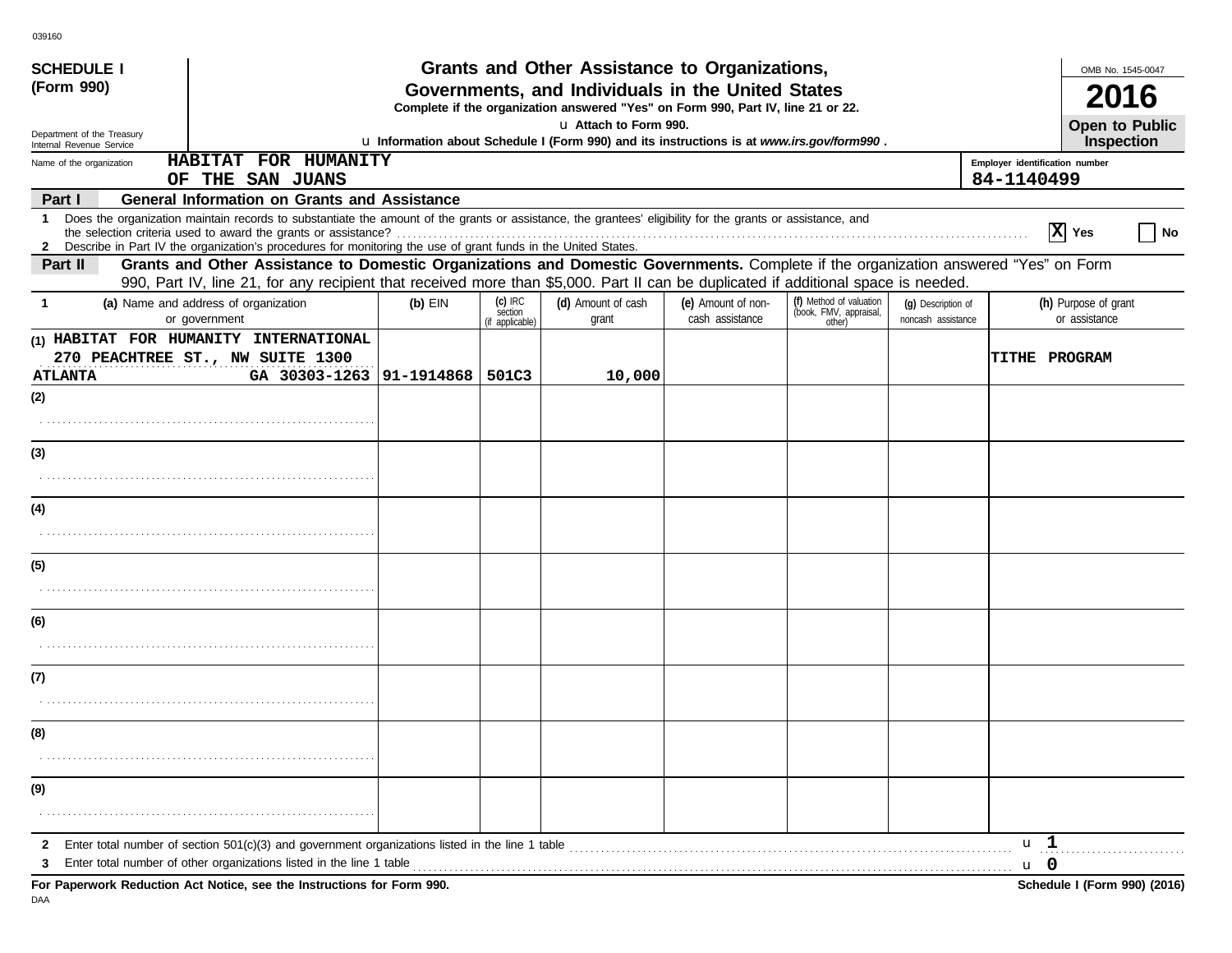039160

**SCHEDULE I (Form 990)**

Department of the Treasury
Internal Revenue Service

# Grants and Other Assistance to Organizations, Governments, and Individuals in the United States

**Complete if the organization answered "Yes" on Form 990, Part IV, line 21 or 22.**

u **Attach to Form 990.**

u **Information about Schedule I (Form 990) and its instructions is at *www.irs.gov/form990* .**

OMB No. 1545-0047

**2016**

**Open to Public Inspection**

Name of the organization: **HABITAT FOR HUMANITY OF THE SAN JUANS**

Employer identification number: **84-1140499**

## Part I General Information on Grants and Assistance

1 Does the organization maintain records to substantiate the amount of the grants or assistance, the grantees' eligibility for the grants or assistance, and the selection criteria used to award the grants or assistance? **[X] Yes** [ ] No

2 Describe in Part IV the organization's procedures for monitoring the use of grant funds in the United States.

## Part II Grants and Other Assistance to Domestic Organizations and Domestic Governments.

Complete if the organization answered "Yes" on Form 990, Part IV, line 21, for any recipient that received more than $5,000. Part II can be duplicated if additional space is needed.

| 1 | (a) Name and address of organization or government | (b) EIN | (c) IRC section (if applicable) | (d) Amount of cash grant | (e) Amount of non-cash assistance | (f) Method of valuation (book, FMV, appraisal, other) | (g) Description of noncash assistance | (h) Purpose of grant or assistance |
|---|---|---|---|---|---|---|---|---|
| (1) | HABITAT FOR HUMANITY INTERNATIONAL 270 PEACHTREE ST., NW SUITE 1300 ATLANTA GA 30303-1263 | 91-1914868 | 501C3 | 10,000 | | | | TITHE PROGRAM |
| (2) | | | | | | | | |
| (3) | | | | | | | | |
| (4) | | | | | | | | |
| (5) | | | | | | | | |
| (6) | | | | | | | | |
| (7) | | | | | | | | |
| (8) | | | | | | | | |
| (9) | | | | | | | | |

2 Enter total number of section 501(c)(3) and government organizations listed in the line 1 table u **1**

3 Enter total number of other organizations listed in the line 1 table u **0**

**For Paperwork Reduction Act Notice, see the Instructions for Form 990.**

**Schedule I (Form 990) (2016)**

DAA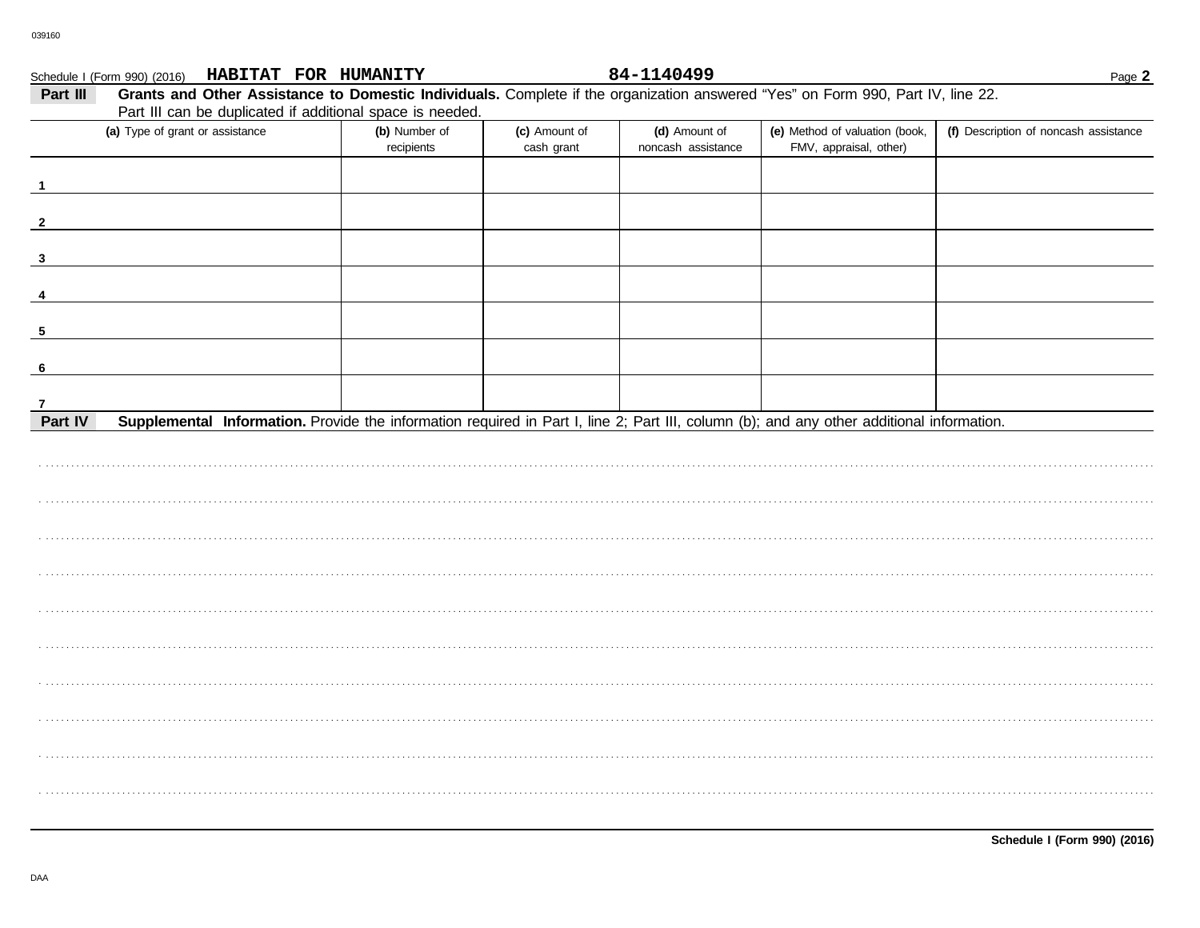Schedule I (Form 990) (2016) **HABITAT FOR HUMANITY** **84-1140499**

**Part III** **Grants and Other Assistance to Domestic Individuals.** Complete if the organization answered "Yes" on Form 990, Part IV, line 22. Part III can be duplicated if additional space is needed.

| (a) Type of grant or assistance | (b) Number of recipients | (c) Amount of cash grant | (d) Amount of noncash assistance | (e) Method of valuation (book, FMV, appraisal, other) | (f) Description of noncash assistance |
|---|---|---|---|---|---|
| 1 | | | | | |
| 2 | | | | | |
| 3 | | | | | |
| 4 | | | | | |
| 5 | | | | | |
| 6 | | | | | |
| 7 | | | | | |

**Part IV** **Supplemental Information.** Provide the information required in Part I, line 2; Part III, column (b); and any other additional information.

**Schedule I (Form 990) (2016)**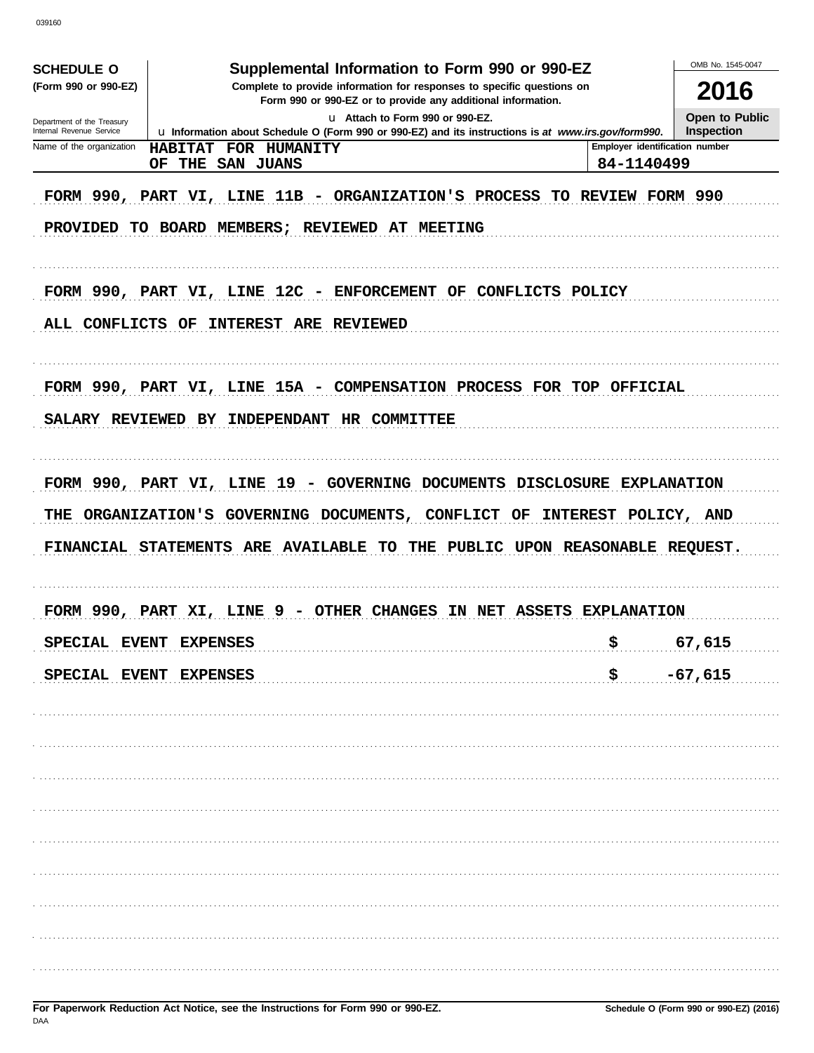039160

**SCHEDULE O**
**(Form 990 or 990-EZ)**

Department of the Treasury
Internal Revenue Service

# Supplemental Information to Form 990 or 990-EZ

**Complete to provide information for responses to specific questions on Form 990 or 990-EZ or to provide any additional information.**

u Attach to Form 990 or 990-EZ.

u Information about Schedule O (Form 990 or 990-EZ) and its instructions is at *www.irs.gov/form990*.

OMB No. 1545-0047

**2016**

**Open to Public Inspection**

| Name of the organization | Employer identification number |
|---|---|
| HABITAT FOR HUMANITY OF THE SAN JUANS | 84-1140499 |

FORM 990, PART VI, LINE 11B - ORGANIZATION'S PROCESS TO REVIEW FORM 990

PROVIDED TO BOARD MEMBERS; REVIEWED AT MEETING

FORM 990, PART VI, LINE 12C - ENFORCEMENT OF CONFLICTS POLICY

ALL CONFLICTS OF INTEREST ARE REVIEWED

FORM 990, PART VI, LINE 15A - COMPENSATION PROCESS FOR TOP OFFICIAL

SALARY REVIEWED BY INDEPENDANT HR COMMITTEE

FORM 990, PART VI, LINE 19 - GOVERNING DOCUMENTS DISCLOSURE EXPLANATION

THE ORGANIZATION'S GOVERNING DOCUMENTS, CONFLICT OF INTEREST POLICY, AND FINANCIAL STATEMENTS ARE AVAILABLE TO THE PUBLIC UPON REASONABLE REQUEST.

FORM 990, PART XI, LINE 9 - OTHER CHANGES IN NET ASSETS EXPLANATION

| | | |
|---|---|---|
| SPECIAL EVENT EXPENSES | $ | 67,615 |
| SPECIAL EVENT EXPENSES | $ | -67,615 |

**For Paperwork Reduction Act Notice, see the Instructions for Form 990 or 990-EZ.**

DAA

**Schedule O (Form 990 or 990-EZ) (2016)**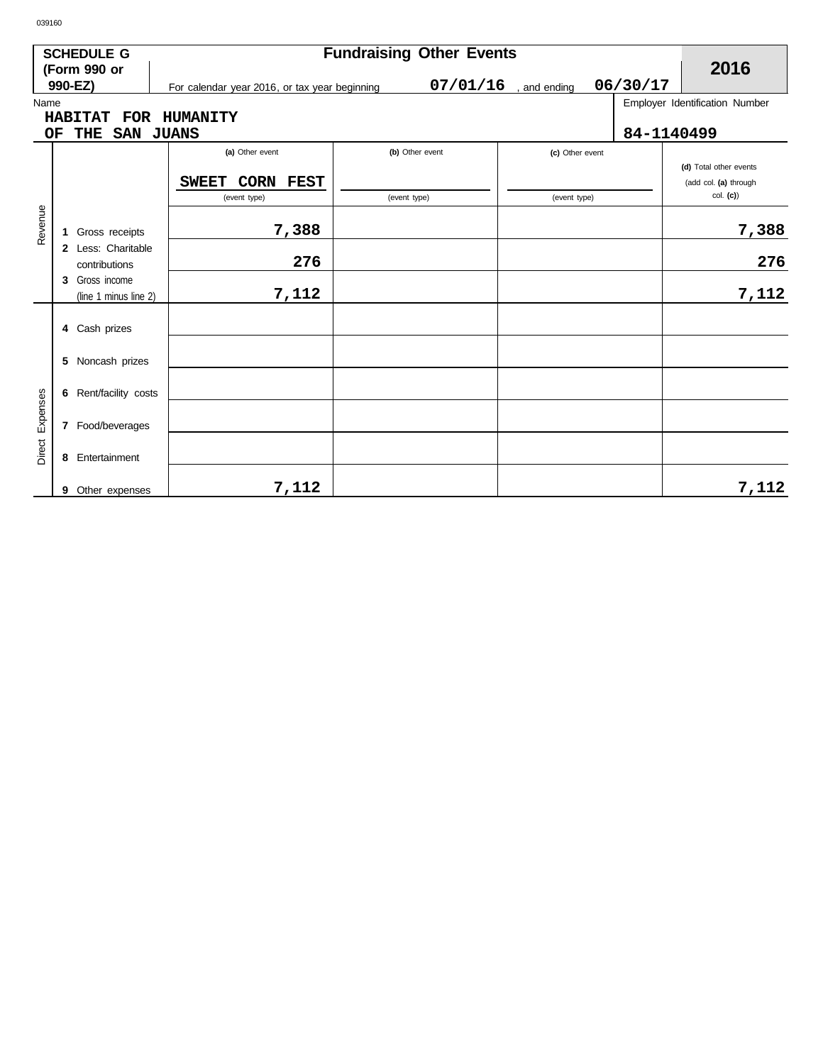039160

**SCHEDULE G (Form 990 or 990-EZ)**

# Fundraising Other Events

**2016**

For calendar year 2016, or tax year beginning 07/01/16, and ending 06/30/17

Name: HABITAT FOR HUMANITY OF THE SAN JUANS

Employer Identification Number: 84-1140499

| | | (a) Other event | (b) Other event | (c) Other event | (d) Total other events (add col. (a) through col. (c)) |
|---|---|---|---|---|---|
| | | SWEET CORN FEST (event type) | (event type) | (event type) | |
| Revenue | 1 Gross receipts | 7,388 | | | 7,388 |
| | 2 Less: Charitable contributions | 276 | | | 276 |
| | 3 Gross income (line 1 minus line 2) | 7,112 | | | 7,112 |
| Direct Expenses | 4 Cash prizes | | | | |
| | 5 Noncash prizes | | | | |
| | 6 Rent/facility costs | | | | |
| | 7 Food/beverages | | | | |
| | 8 Entertainment | | | | |
| | 9 Other expenses | 7,112 | | | 7,112 |